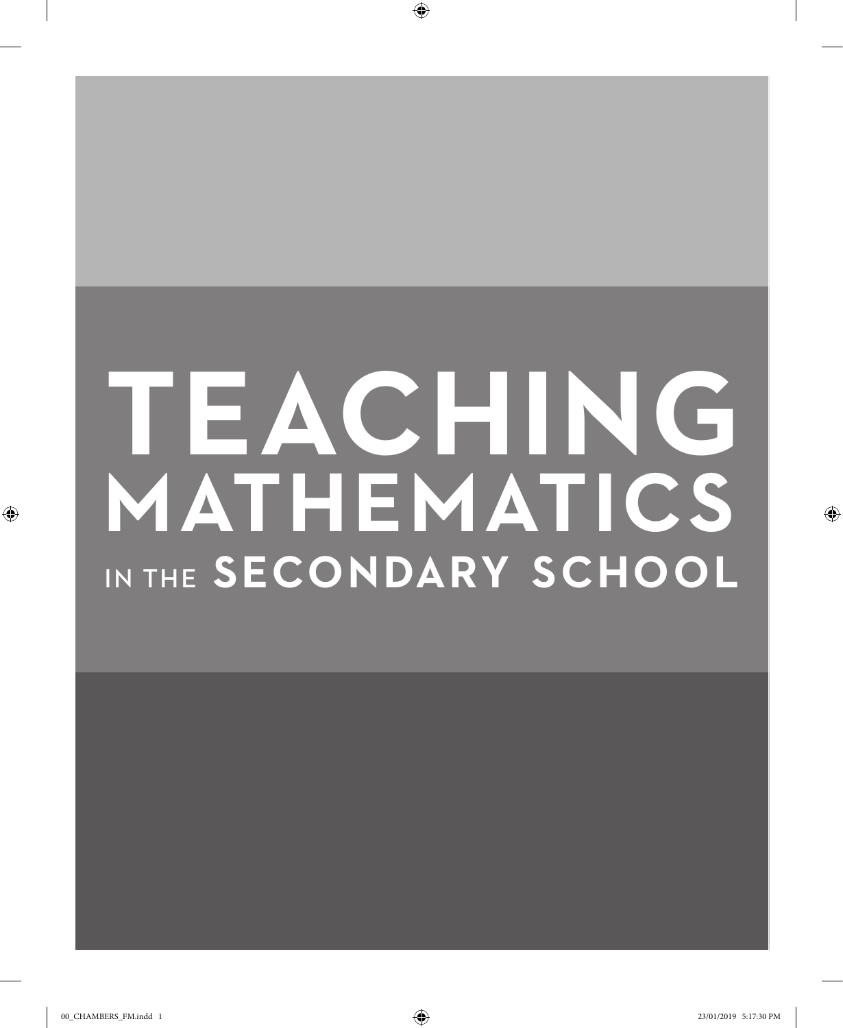# TEACHING MATHEMATICS IN THE SECONDARY SCHOOL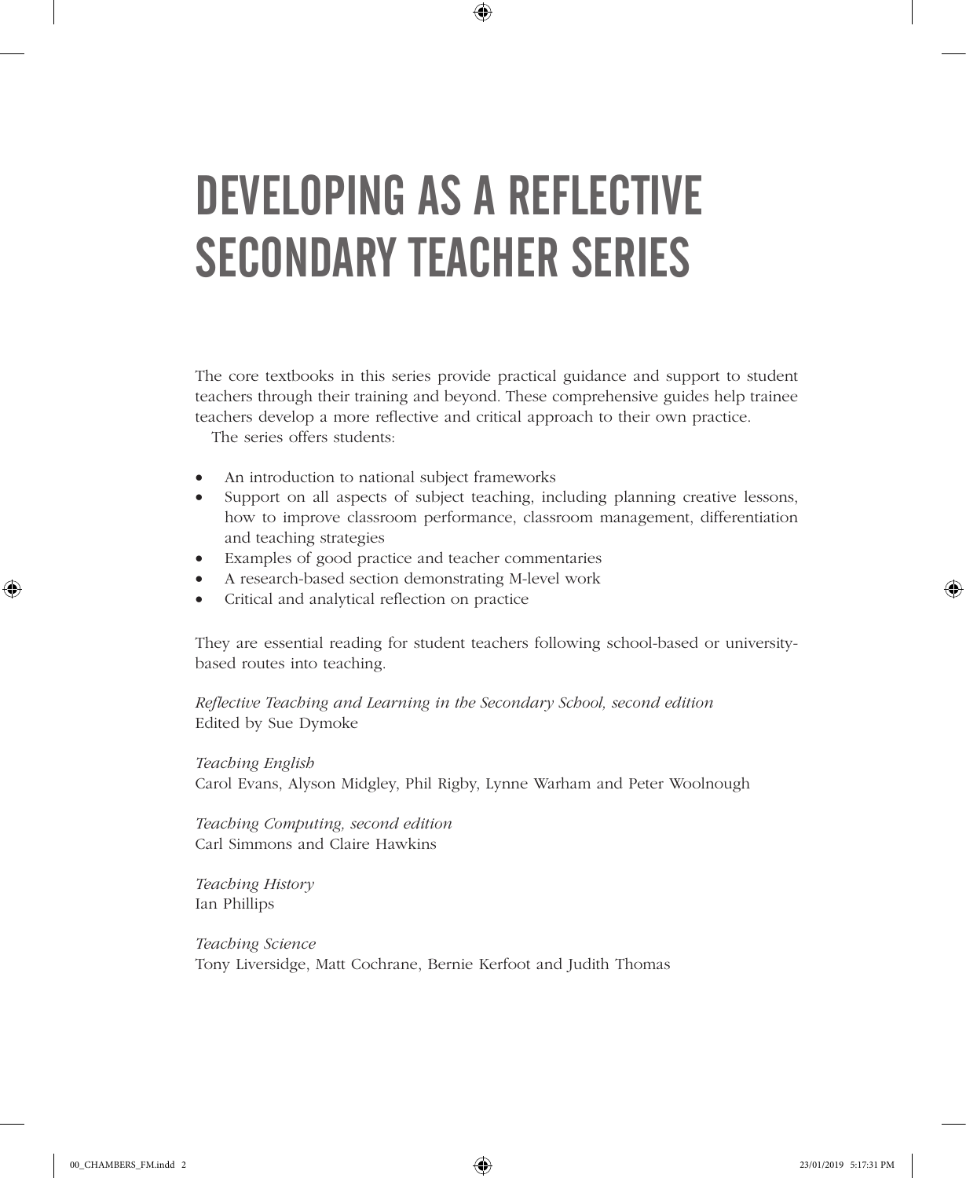# DEVELOPING AS A REFLECTIVE SECONDARY TEACHER SERIES

The core textbooks in this series provide practical guidance and support to student teachers through their training and beyond. These comprehensive guides help trainee teachers develop a more reflective and critical approach to their own practice.

The series offers students:

- An introduction to national subject frameworks
- Support on all aspects of subject teaching, including planning creative lessons, how to improve classroom performance, classroom management, differentiation and teaching strategies
- Examples of good practice and teacher commentaries
- A research-based section demonstrating M-level work
- Critical and analytical reflection on practice

They are essential reading for student teachers following school-based or university-based routes into teaching.

*Reflective Teaching and Learning in the Secondary School, second edition*
Edited by Sue Dymoke

*Teaching English*
Carol Evans, Alyson Midgley, Phil Rigby, Lynne Warham and Peter Woolnough

*Teaching Computing, second edition*
Carl Simmons and Claire Hawkins

*Teaching History*
Ian Phillips

*Teaching Science*
Tony Liversidge, Matt Cochrane, Bernie Kerfoot and Judith Thomas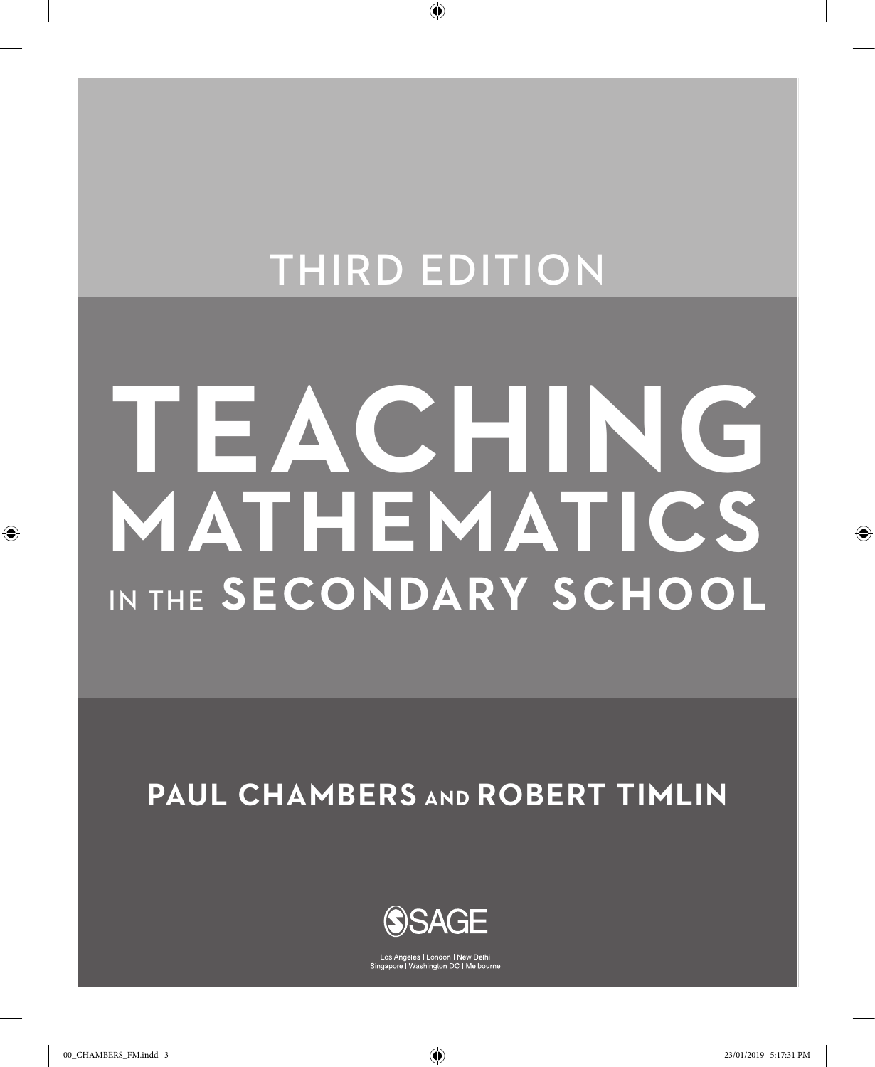THIRD EDITION

# TEACHING MATHEMATICS IN THE SECONDARY SCHOOL

**PAUL CHAMBERS AND ROBERT TIMLIN**

SAGE

Los Angeles | London | New Delhi
Singapore | Washington DC | Melbourne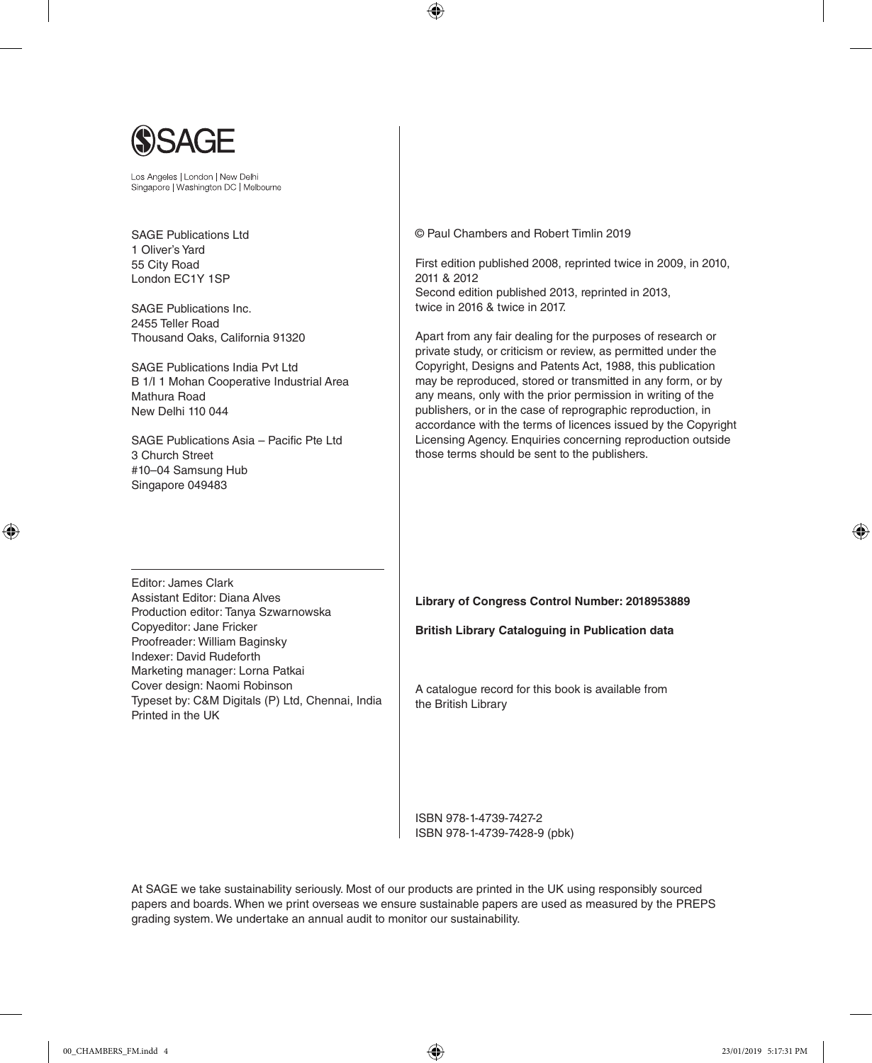SAGE

Los Angeles | London | New Delhi
Singapore | Washington DC | Melbourne

SAGE Publications Ltd
1 Oliver's Yard
55 City Road
London EC1Y 1SP

SAGE Publications Inc.
2455 Teller Road
Thousand Oaks, California 91320

SAGE Publications India Pvt Ltd
B 1/I 1 Mohan Cooperative Industrial Area
Mathura Road
New Delhi 110 044

SAGE Publications Asia – Pacific Pte Ltd
3 Church Street
#10–04 Samsung Hub
Singapore 049483

Editor: James Clark
Assistant Editor: Diana Alves
Production editor: Tanya Szwarnowska
Copyeditor: Jane Fricker
Proofreader: William Baginsky
Indexer: David Rudeforth
Marketing manager: Lorna Patkai
Cover design: Naomi Robinson
Typeset by: C&M Digitals (P) Ltd, Chennai, India
Printed in the UK

© Paul Chambers and Robert Timlin 2019

First edition published 2008, reprinted twice in 2009, in 2010, 2011 & 2012
Second edition published 2013, reprinted in 2013, twice in 2016 & twice in 2017.

Apart from any fair dealing for the purposes of research or private study, or criticism or review, as permitted under the Copyright, Designs and Patents Act, 1988, this publication may be reproduced, stored or transmitted in any form, or by any means, only with the prior permission in writing of the publishers, or in the case of reprographic reproduction, in accordance with the terms of licences issued by the Copyright Licensing Agency. Enquiries concerning reproduction outside those terms should be sent to the publishers.

**Library of Congress Control Number: 2018953889**

**British Library Cataloguing in Publication data**

A catalogue record for this book is available from the British Library

ISBN 978-1-4739-7427-2
ISBN 978-1-4739-7428-9 (pbk)

At SAGE we take sustainability seriously. Most of our products are printed in the UK using responsibly sourced papers and boards. When we print overseas we ensure sustainable papers are used as measured by the PREPS grading system. We undertake an annual audit to monitor our sustainability.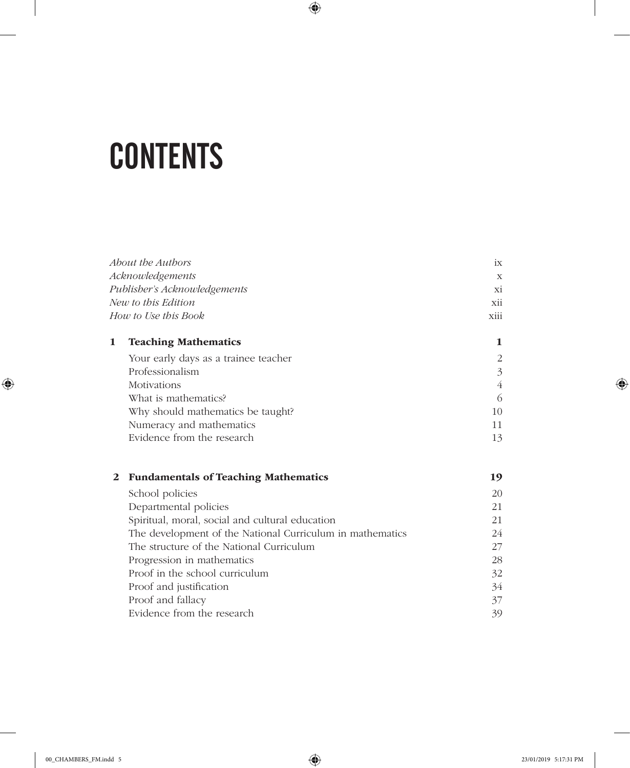# CONTENTS

| | | |
|---|---|---|
| *About the Authors* | | ix |
| *Acknowledgements* | | x |
| *Publisher's Acknowledgements* | | xi |
| *New to this Edition* | | xii |
| *How to Use this Book* | | xiii |
| **1** | **Teaching Mathematics** | **1** |
| | Your early days as a trainee teacher | 2 |
| | Professionalism | 3 |
| | Motivations | 4 |
| | What is mathematics? | 6 |
| | Why should mathematics be taught? | 10 |
| | Numeracy and mathematics | 11 |
| | Evidence from the research | 13 |
| **2** | **Fundamentals of Teaching Mathematics** | **19** |
| | School policies | 20 |
| | Departmental policies | 21 |
| | Spiritual, moral, social and cultural education | 21 |
| | The development of the National Curriculum in mathematics | 24 |
| | The structure of the National Curriculum | 27 |
| | Progression in mathematics | 28 |
| | Proof in the school curriculum | 32 |
| | Proof and justification | 34 |
| | Proof and fallacy | 37 |
| | Evidence from the research | 39 |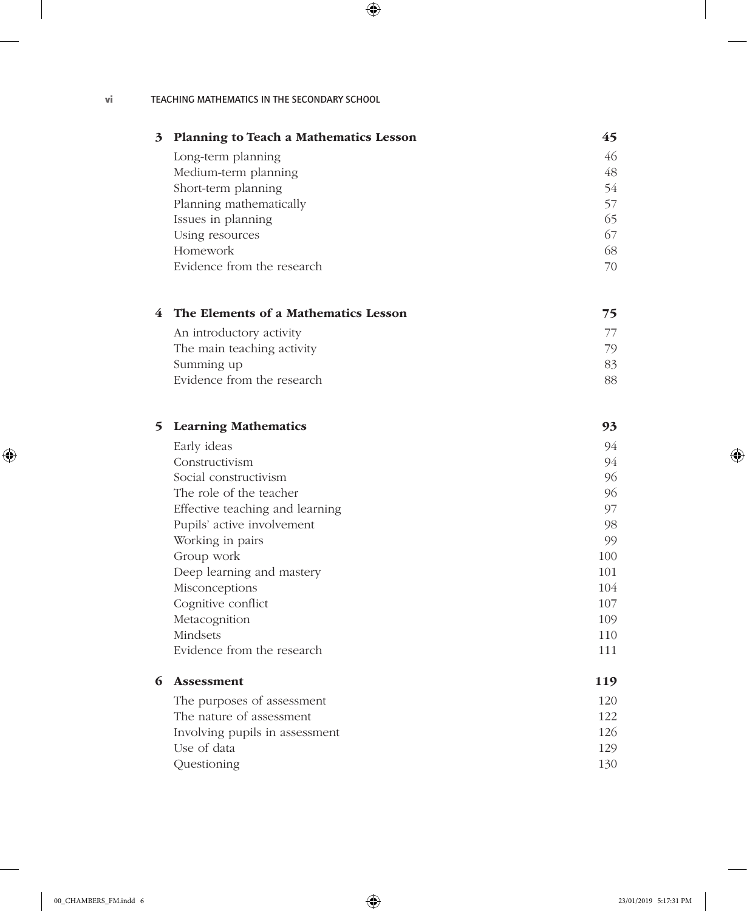| | | |
|---|---|---|
| **3** | **Planning to Teach a Mathematics Lesson** | **45** |
| | Long-term planning | 46 |
| | Medium-term planning | 48 |
| | Short-term planning | 54 |
| | Planning mathematically | 57 |
| | Issues in planning | 65 |
| | Using resources | 67 |
| | Homework | 68 |
| | Evidence from the research | 70 |
| **4** | **The Elements of a Mathematics Lesson** | **75** |
| | An introductory activity | 77 |
| | The main teaching activity | 79 |
| | Summing up | 83 |
| | Evidence from the research | 88 |
| **5** | **Learning Mathematics** | **93** |
| | Early ideas | 94 |
| | Constructivism | 94 |
| | Social constructivism | 96 |
| | The role of the teacher | 96 |
| | Effective teaching and learning | 97 |
| | Pupils' active involvement | 98 |
| | Working in pairs | 99 |
| | Group work | 100 |
| | Deep learning and mastery | 101 |
| | Misconceptions | 104 |
| | Cognitive conflict | 107 |
| | Metacognition | 109 |
| | Mindsets | 110 |
| | Evidence from the research | 111 |
| **6** | **Assessment** | **119** |
| | The purposes of assessment | 120 |
| | The nature of assessment | 122 |
| | Involving pupils in assessment | 126 |
| | Use of data | 129 |
| | Questioning | 130 |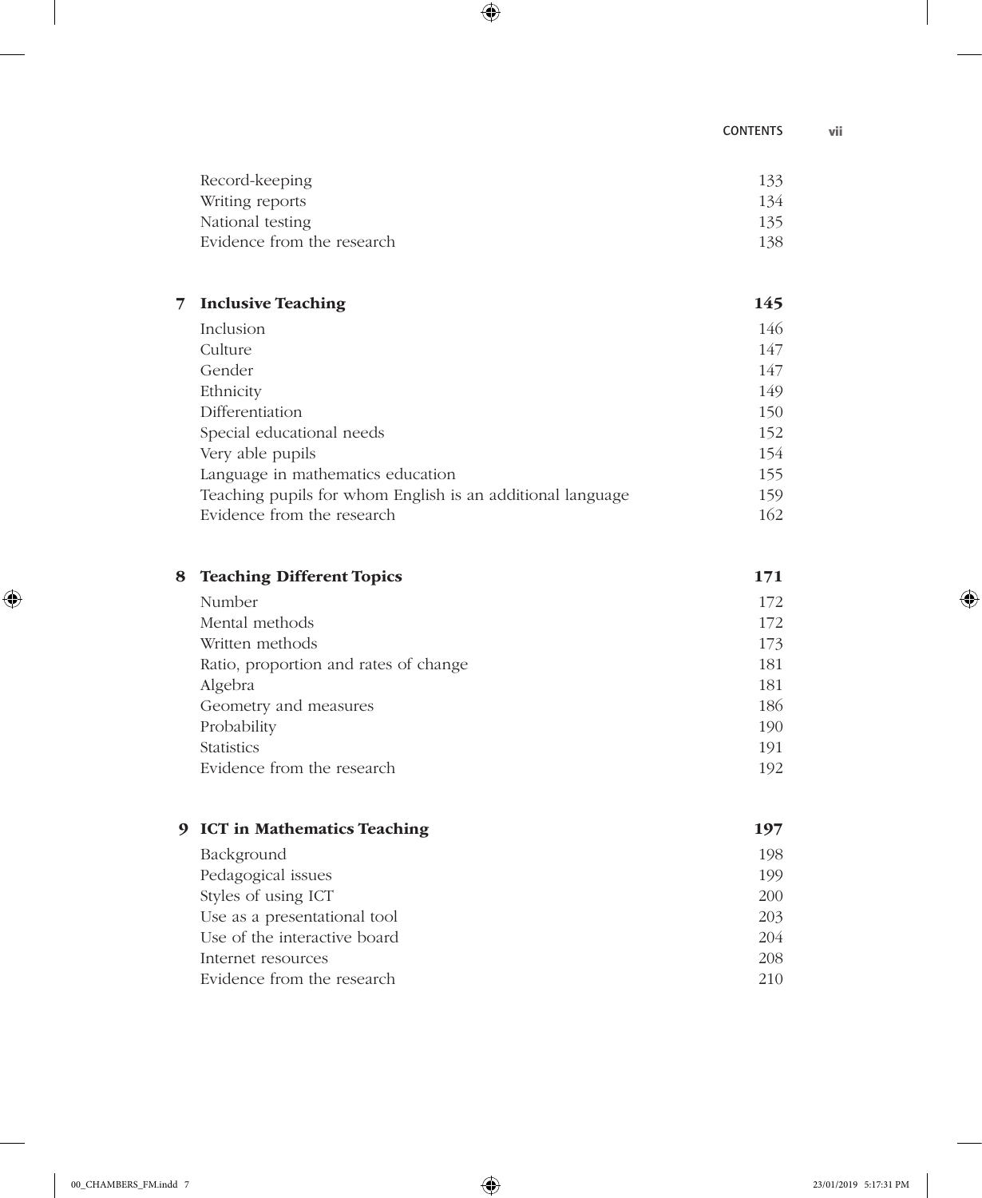| | |
|---|---|
| Record-keeping | 133 |
| Writing reports | 134 |
| National testing | 135 |
| Evidence from the research | 138 |

| | | |
|---|---|---|
| **7** | **Inclusive Teaching** | **145** |
| | Inclusion | 146 |
| | Culture | 147 |
| | Gender | 147 |
| | Ethnicity | 149 |
| | Differentiation | 150 |
| | Special educational needs | 152 |
| | Very able pupils | 154 |
| | Language in mathematics education | 155 |
| | Teaching pupils for whom English is an additional language | 159 |
| | Evidence from the research | 162 |

| | | |
|---|---|---|
| **8** | **Teaching Different Topics** | **171** |
| | Number | 172 |
| | Mental methods | 172 |
| | Written methods | 173 |
| | Ratio, proportion and rates of change | 181 |
| | Algebra | 181 |
| | Geometry and measures | 186 |
| | Probability | 190 |
| | Statistics | 191 |
| | Evidence from the research | 192 |

| | | |
|---|---|---|
| **9** | **ICT in Mathematics Teaching** | **197** |
| | Background | 198 |
| | Pedagogical issues | 199 |
| | Styles of using ICT | 200 |
| | Use as a presentational tool | 203 |
| | Use of the interactive board | 204 |
| | Internet resources | 208 |
| | Evidence from the research | 210 |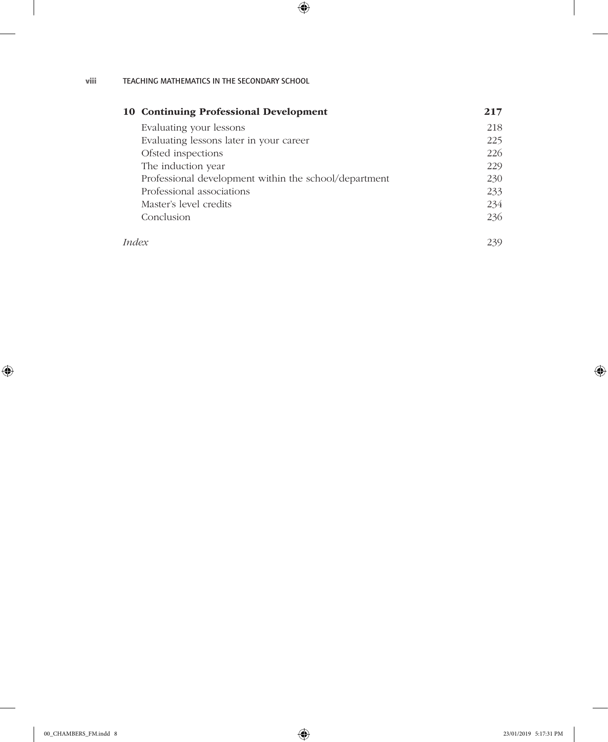| | |
|---|---|
| **10 Continuing Professional Development** | **217** |
| Evaluating your lessons | 218 |
| Evaluating lessons later in your career | 225 |
| Ofsted inspections | 226 |
| The induction year | 229 |
| Professional development within the school/department | 230 |
| Professional associations | 233 |
| Master's level credits | 234 |
| Conclusion | 236 |
| *Index* | 239 |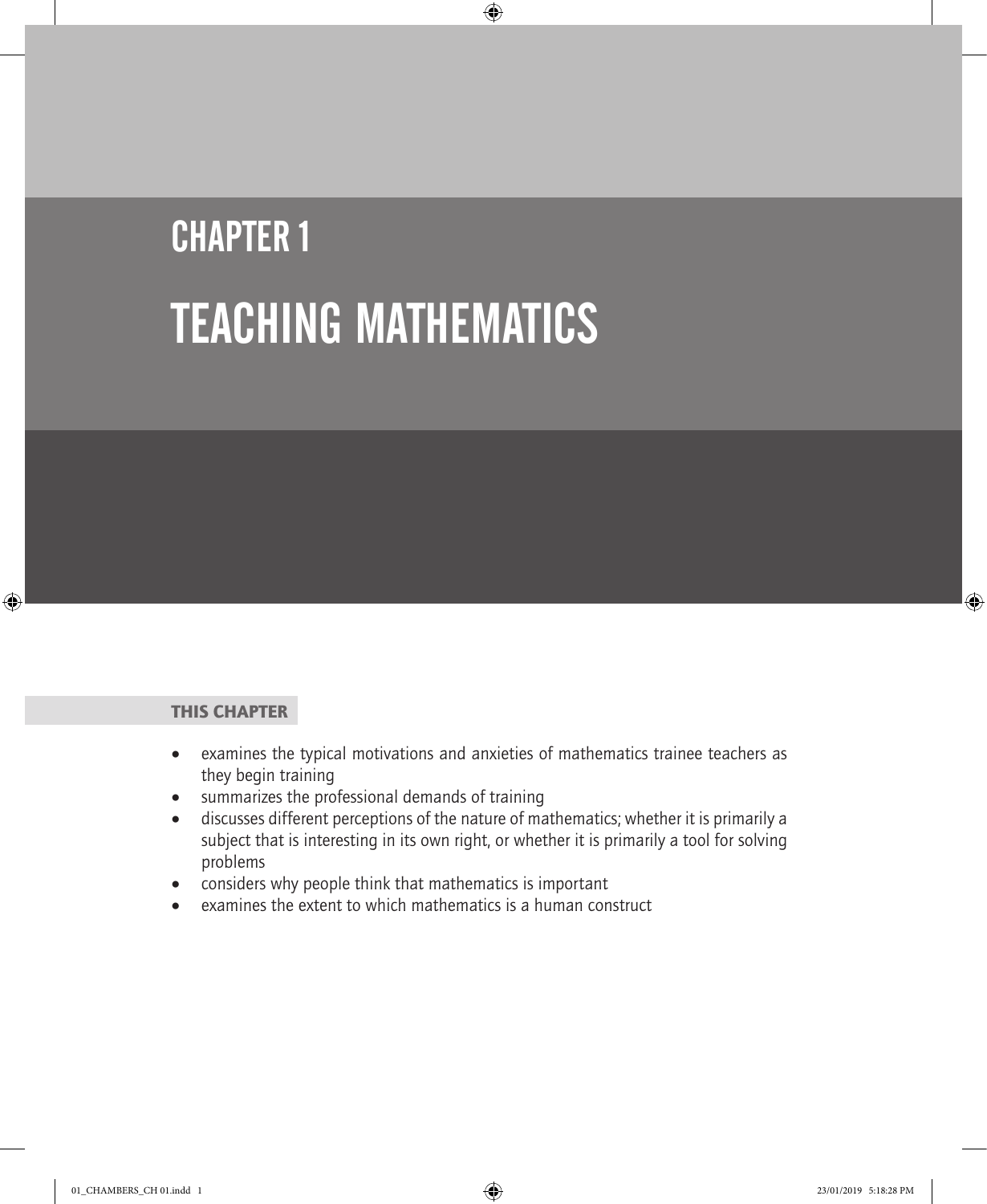# CHAPTER 1

# TEACHING MATHEMATICS

**THIS CHAPTER**

- examines the typical motivations and anxieties of mathematics trainee teachers as they begin training
- summarizes the professional demands of training
- discusses different perceptions of the nature of mathematics; whether it is primarily a subject that is interesting in its own right, or whether it is primarily a tool for solving problems
- considers why people think that mathematics is important
- examines the extent to which mathematics is a human construct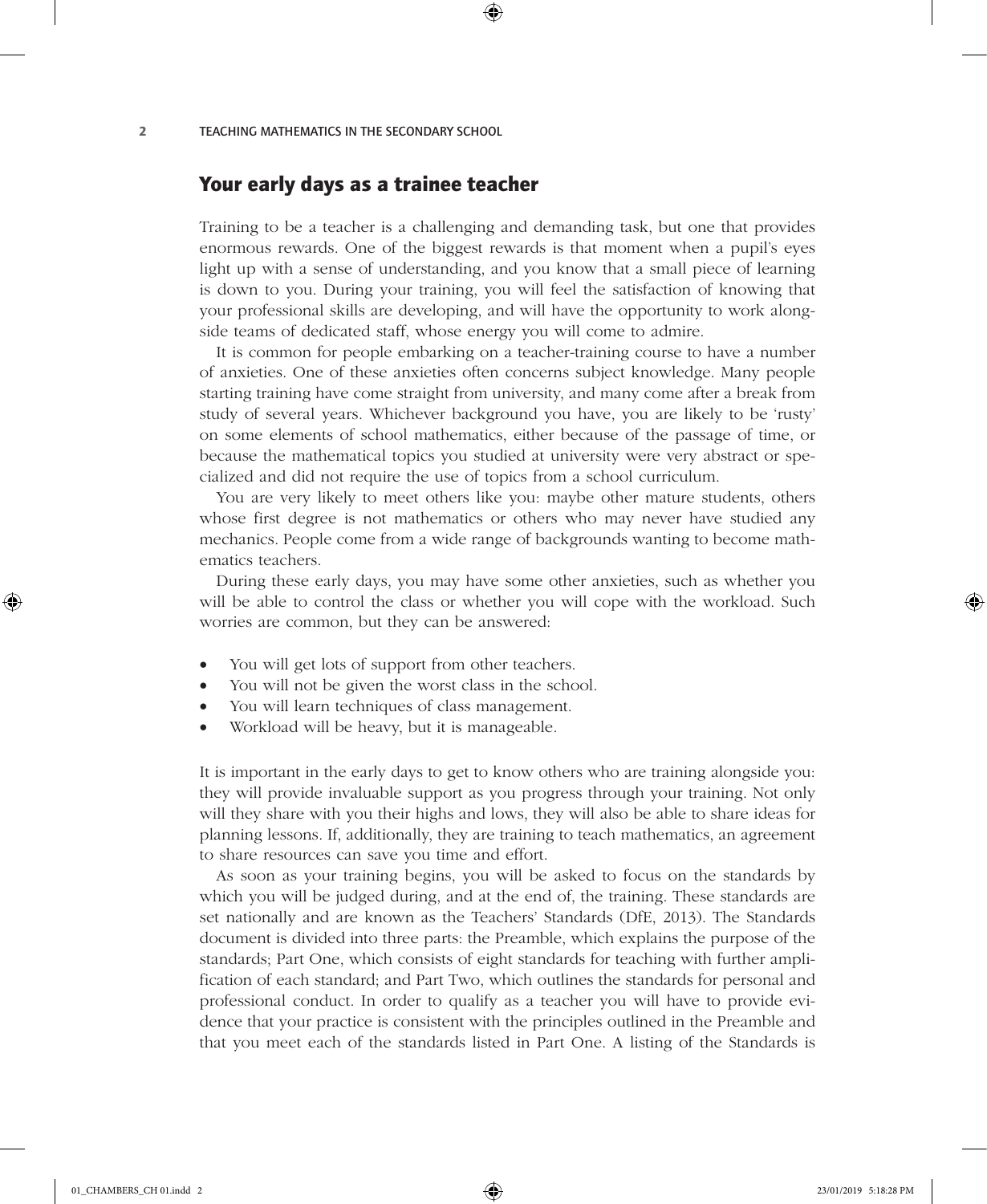## Your early days as a trainee teacher

Training to be a teacher is a challenging and demanding task, but one that provides enormous rewards. One of the biggest rewards is that moment when a pupil's eyes light up with a sense of understanding, and you know that a small piece of learning is down to you. During your training, you will feel the satisfaction of knowing that your professional skills are developing, and will have the opportunity to work alongside teams of dedicated staff, whose energy you will come to admire.

It is common for people embarking on a teacher-training course to have a number of anxieties. One of these anxieties often concerns subject knowledge. Many people starting training have come straight from university, and many come after a break from study of several years. Whichever background you have, you are likely to be 'rusty' on some elements of school mathematics, either because of the passage of time, or because the mathematical topics you studied at university were very abstract or specialized and did not require the use of topics from a school curriculum.

You are very likely to meet others like you: maybe other mature students, others whose first degree is not mathematics or others who may never have studied any mechanics. People come from a wide range of backgrounds wanting to become mathematics teachers.

During these early days, you may have some other anxieties, such as whether you will be able to control the class or whether you will cope with the workload. Such worries are common, but they can be answered:

- You will get lots of support from other teachers.
- You will not be given the worst class in the school.
- You will learn techniques of class management.
- Workload will be heavy, but it is manageable.

It is important in the early days to get to know others who are training alongside you: they will provide invaluable support as you progress through your training. Not only will they share with you their highs and lows, they will also be able to share ideas for planning lessons. If, additionally, they are training to teach mathematics, an agreement to share resources can save you time and effort.

As soon as your training begins, you will be asked to focus on the standards by which you will be judged during, and at the end of, the training. These standards are set nationally and are known as the Teachers' Standards (DfE, 2013). The Standards document is divided into three parts: the Preamble, which explains the purpose of the standards; Part One, which consists of eight standards for teaching with further amplification of each standard; and Part Two, which outlines the standards for personal and professional conduct. In order to qualify as a teacher you will have to provide evidence that your practice is consistent with the principles outlined in the Preamble and that you meet each of the standards listed in Part One. A listing of the Standards is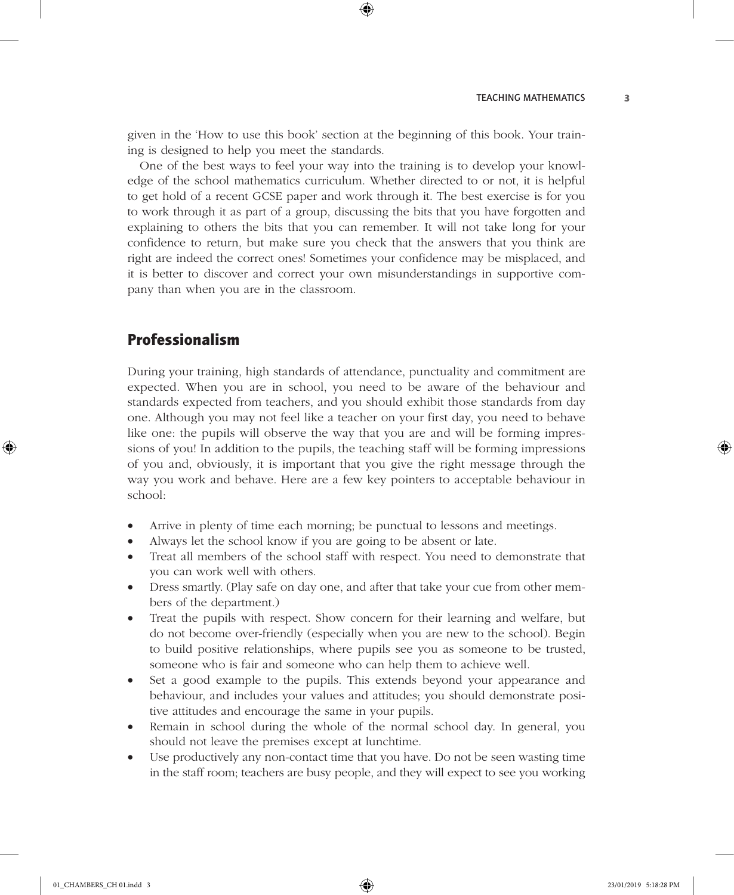given in the 'How to use this book' section at the beginning of this book. Your training is designed to help you meet the standards.

One of the best ways to feel your way into the training is to develop your knowledge of the school mathematics curriculum. Whether directed to or not, it is helpful to get hold of a recent GCSE paper and work through it. The best exercise is for you to work through it as part of a group, discussing the bits that you have forgotten and explaining to others the bits that you can remember. It will not take long for your confidence to return, but make sure you check that the answers that you think are right are indeed the correct ones! Sometimes your confidence may be misplaced, and it is better to discover and correct your own misunderstandings in supportive company than when you are in the classroom.

## Professionalism

During your training, high standards of attendance, punctuality and commitment are expected. When you are in school, you need to be aware of the behaviour and standards expected from teachers, and you should exhibit those standards from day one. Although you may not feel like a teacher on your first day, you need to behave like one: the pupils will observe the way that you are and will be forming impressions of you! In addition to the pupils, the teaching staff will be forming impressions of you and, obviously, it is important that you give the right message through the way you work and behave. Here are a few key pointers to acceptable behaviour in school:

- Arrive in plenty of time each morning; be punctual to lessons and meetings.
- Always let the school know if you are going to be absent or late.
- Treat all members of the school staff with respect. You need to demonstrate that you can work well with others.
- Dress smartly. (Play safe on day one, and after that take your cue from other members of the department.)
- Treat the pupils with respect. Show concern for their learning and welfare, but do not become over-friendly (especially when you are new to the school). Begin to build positive relationships, where pupils see you as someone to be trusted, someone who is fair and someone who can help them to achieve well.
- Set a good example to the pupils. This extends beyond your appearance and behaviour, and includes your values and attitudes; you should demonstrate positive attitudes and encourage the same in your pupils.
- Remain in school during the whole of the normal school day. In general, you should not leave the premises except at lunchtime.
- Use productively any non-contact time that you have. Do not be seen wasting time in the staff room; teachers are busy people, and they will expect to see you working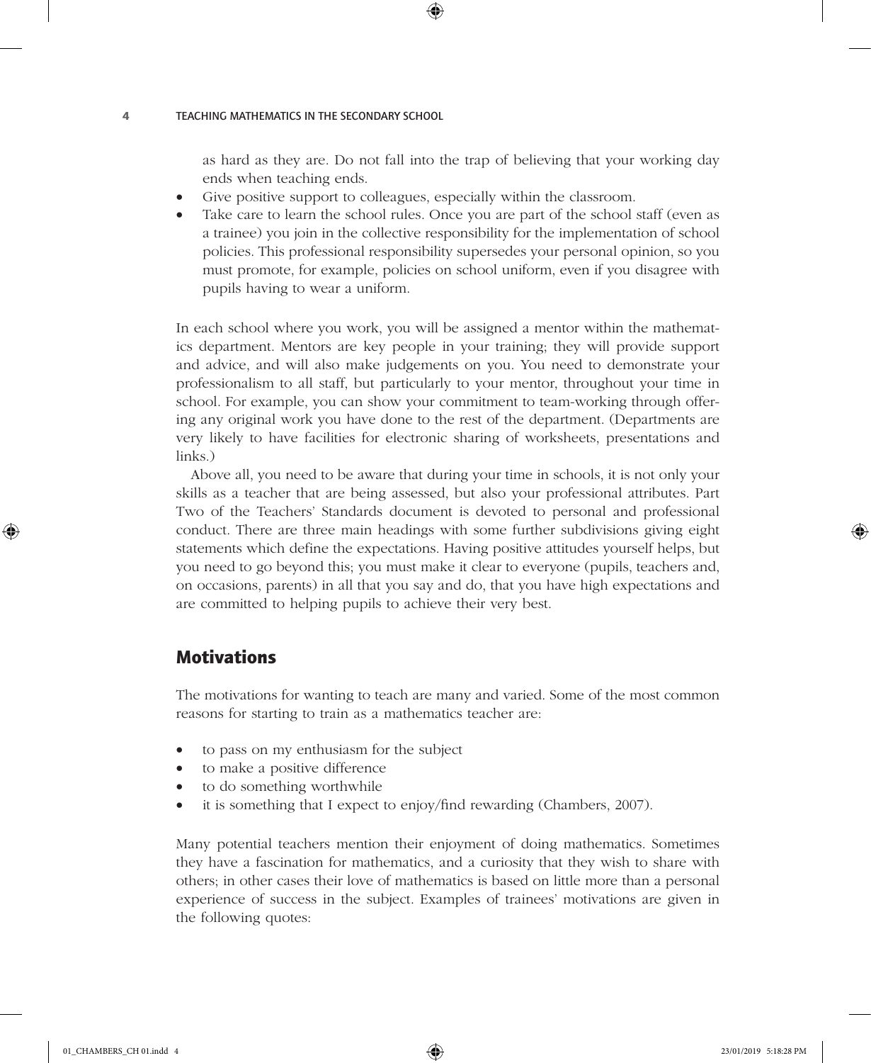as hard as they are. Do not fall into the trap of believing that your working day ends when teaching ends.

- Give positive support to colleagues, especially within the classroom.
- Take care to learn the school rules. Once you are part of the school staff (even as a trainee) you join in the collective responsibility for the implementation of school policies. This professional responsibility supersedes your personal opinion, so you must promote, for example, policies on school uniform, even if you disagree with pupils having to wear a uniform.

In each school where you work, you will be assigned a mentor within the mathematics department. Mentors are key people in your training; they will provide support and advice, and will also make judgements on you. You need to demonstrate your professionalism to all staff, but particularly to your mentor, throughout your time in school. For example, you can show your commitment to team-working through offering any original work you have done to the rest of the department. (Departments are very likely to have facilities for electronic sharing of worksheets, presentations and links.)

Above all, you need to be aware that during your time in schools, it is not only your skills as a teacher that are being assessed, but also your professional attributes. Part Two of the Teachers' Standards document is devoted to personal and professional conduct. There are three main headings with some further subdivisions giving eight statements which define the expectations. Having positive attitudes yourself helps, but you need to go beyond this; you must make it clear to everyone (pupils, teachers and, on occasions, parents) in all that you say and do, that you have high expectations and are committed to helping pupils to achieve their very best.

## Motivations

The motivations for wanting to teach are many and varied. Some of the most common reasons for starting to train as a mathematics teacher are:

- to pass on my enthusiasm for the subject
- to make a positive difference
- to do something worthwhile
- it is something that I expect to enjoy/find rewarding (Chambers, 2007).

Many potential teachers mention their enjoyment of doing mathematics. Sometimes they have a fascination for mathematics, and a curiosity that they wish to share with others; in other cases their love of mathematics is based on little more than a personal experience of success in the subject. Examples of trainees' motivations are given in the following quotes: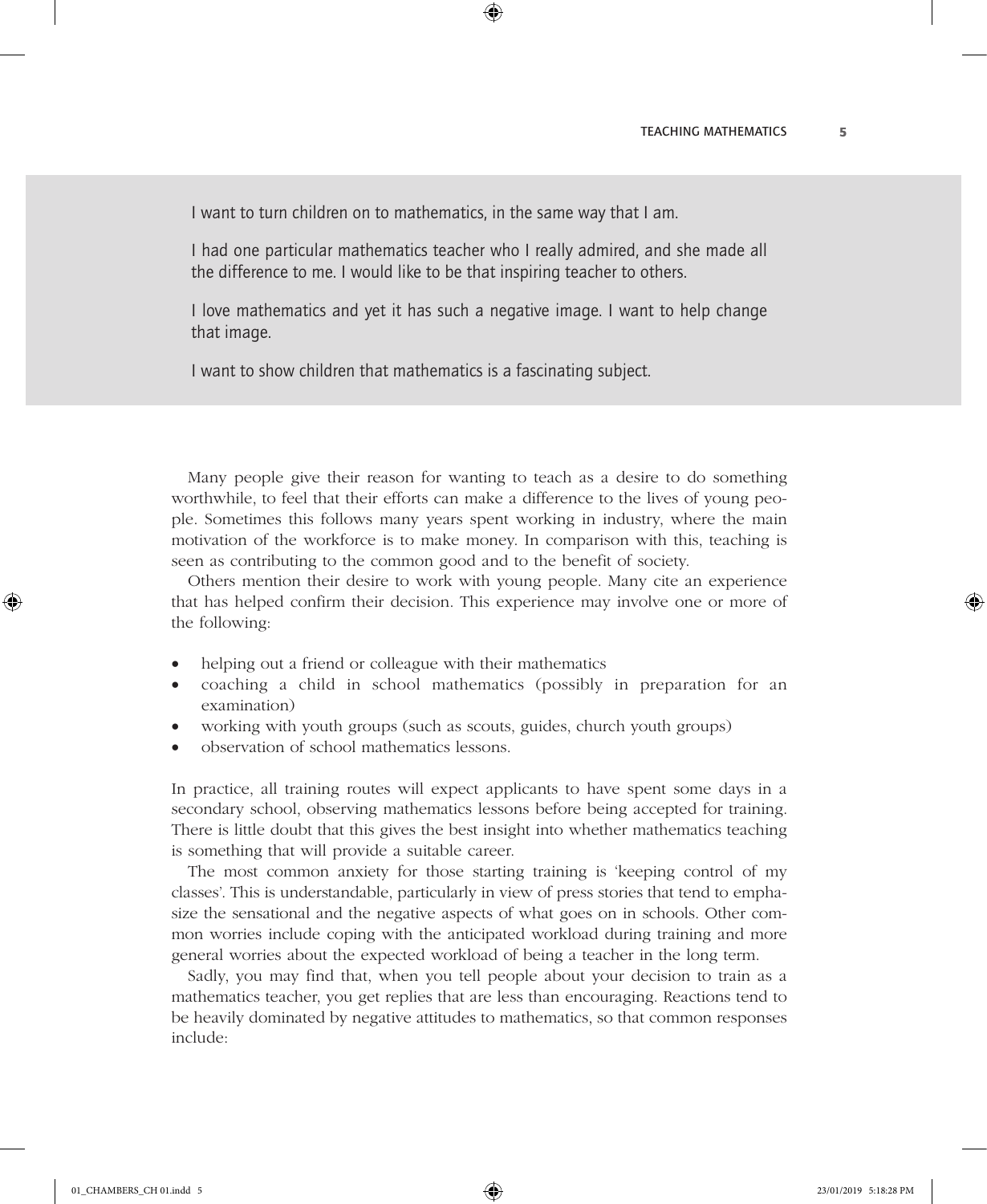I want to turn children on to mathematics, in the same way that I am.

I had one particular mathematics teacher who I really admired, and she made all the difference to me. I would like to be that inspiring teacher to others.

I love mathematics and yet it has such a negative image. I want to help change that image.

I want to show children that mathematics is a fascinating subject.

Many people give their reason for wanting to teach as a desire to do something worthwhile, to feel that their efforts can make a difference to the lives of young people. Sometimes this follows many years spent working in industry, where the main motivation of the workforce is to make money. In comparison with this, teaching is seen as contributing to the common good and to the benefit of society.

Others mention their desire to work with young people. Many cite an experience that has helped confirm their decision. This experience may involve one or more of the following:

- helping out a friend or colleague with their mathematics
- coaching a child in school mathematics (possibly in preparation for an examination)
- working with youth groups (such as scouts, guides, church youth groups)
- observation of school mathematics lessons.

In practice, all training routes will expect applicants to have spent some days in a secondary school, observing mathematics lessons before being accepted for training. There is little doubt that this gives the best insight into whether mathematics teaching is something that will provide a suitable career.

The most common anxiety for those starting training is 'keeping control of my classes'. This is understandable, particularly in view of press stories that tend to emphasize the sensational and the negative aspects of what goes on in schools. Other common worries include coping with the anticipated workload during training and more general worries about the expected workload of being a teacher in the long term.

Sadly, you may find that, when you tell people about your decision to train as a mathematics teacher, you get replies that are less than encouraging. Reactions tend to be heavily dominated by negative attitudes to mathematics, so that common responses include: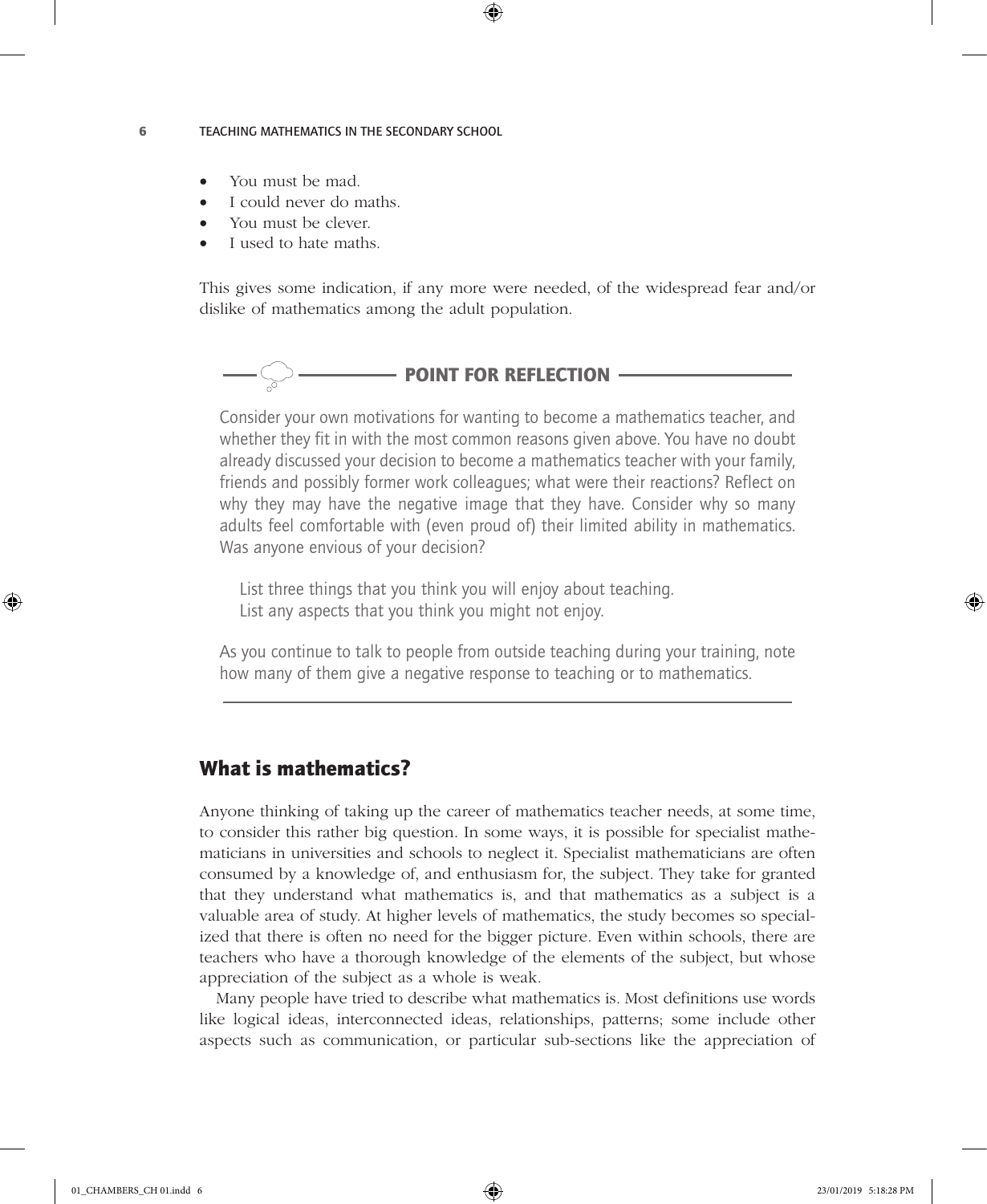- You must be mad.
- I could never do maths.
- You must be clever.
- I used to hate maths.

This gives some indication, if any more were needed, of the widespread fear and/or dislike of mathematics among the adult population.

### POINT FOR REFLECTION

Consider your own motivations for wanting to become a mathematics teacher, and whether they fit in with the most common reasons given above. You have no doubt already discussed your decision to become a mathematics teacher with your family, friends and possibly former work colleagues; what were their reactions? Reflect on why they may have the negative image that they have. Consider why so many adults feel comfortable with (even proud of) their limited ability in mathematics. Was anyone envious of your decision?

List three things that you think you will enjoy about teaching.
List any aspects that you think you might not enjoy.

As you continue to talk to people from outside teaching during your training, note how many of them give a negative response to teaching or to mathematics.

## What is mathematics?

Anyone thinking of taking up the career of mathematics teacher needs, at some time, to consider this rather big question. In some ways, it is possible for specialist mathematicians in universities and schools to neglect it. Specialist mathematicians are often consumed by a knowledge of, and enthusiasm for, the subject. They take for granted that they understand what mathematics is, and that mathematics as a subject is a valuable area of study. At higher levels of mathematics, the study becomes so specialized that there is often no need for the bigger picture. Even within schools, there are teachers who have a thorough knowledge of the elements of the subject, but whose appreciation of the subject as a whole is weak.

Many people have tried to describe what mathematics is. Most definitions use words like logical ideas, interconnected ideas, relationships, patterns; some include other aspects such as communication, or particular sub-sections like the appreciation of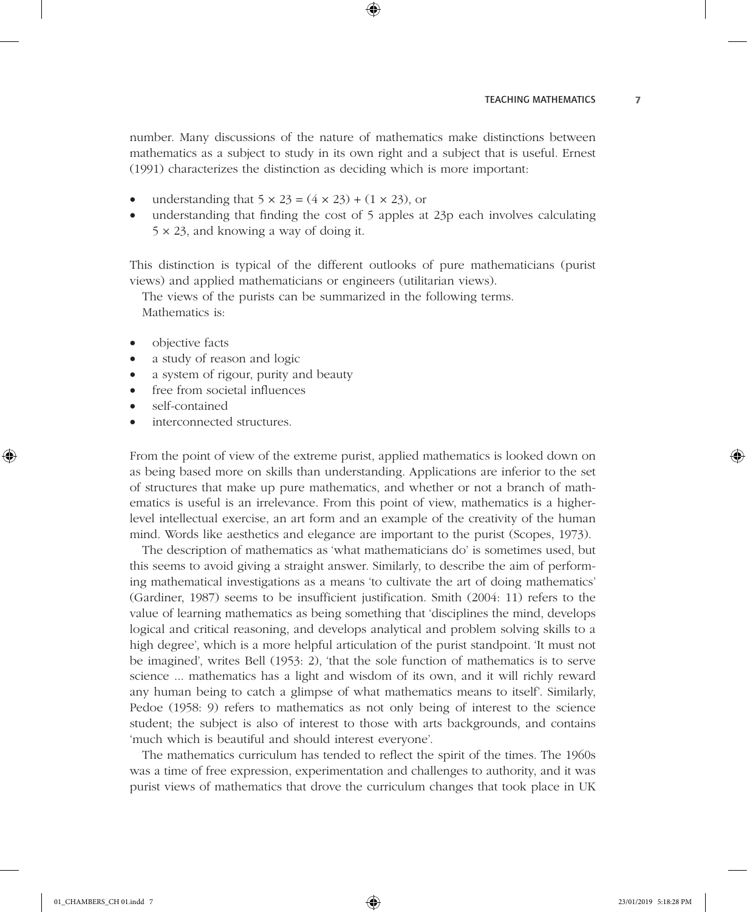number. Many discussions of the nature of mathematics make distinctions between mathematics as a subject to study in its own right and a subject that is useful. Ernest (1991) characterizes the distinction as deciding which is more important:

- understanding that $5 \times 23 = (4 \times 23) + (1 \times 23)$, or
- understanding that finding the cost of 5 apples at 23p each involves calculating $5 \times 23$, and knowing a way of doing it.

This distinction is typical of the different outlooks of pure mathematicians (purist views) and applied mathematicians or engineers (utilitarian views).

The views of the purists can be summarized in the following terms.

Mathematics is:

- objective facts
- a study of reason and logic
- a system of rigour, purity and beauty
- free from societal influences
- self-contained
- interconnected structures.

From the point of view of the extreme purist, applied mathematics is looked down on as being based more on skills than understanding. Applications are inferior to the set of structures that make up pure mathematics, and whether or not a branch of mathematics is useful is an irrelevance. From this point of view, mathematics is a higher-level intellectual exercise, an art form and an example of the creativity of the human mind. Words like aesthetics and elegance are important to the purist (Scopes, 1973).

The description of mathematics as 'what mathematicians do' is sometimes used, but this seems to avoid giving a straight answer. Similarly, to describe the aim of performing mathematical investigations as a means 'to cultivate the art of doing mathematics' (Gardiner, 1987) seems to be insufficient justification. Smith (2004: 11) refers to the value of learning mathematics as being something that 'disciplines the mind, develops logical and critical reasoning, and develops analytical and problem solving skills to a high degree', which is a more helpful articulation of the purist standpoint. 'It must not be imagined', writes Bell (1953: 2), 'that the sole function of mathematics is to serve science ... mathematics has a light and wisdom of its own, and it will richly reward any human being to catch a glimpse of what mathematics means to itself'. Similarly, Pedoe (1958: 9) refers to mathematics as not only being of interest to the science student; the subject is also of interest to those with arts backgrounds, and contains 'much which is beautiful and should interest everyone'.

The mathematics curriculum has tended to reflect the spirit of the times. The 1960s was a time of free expression, experimentation and challenges to authority, and it was purist views of mathematics that drove the curriculum changes that took place in UK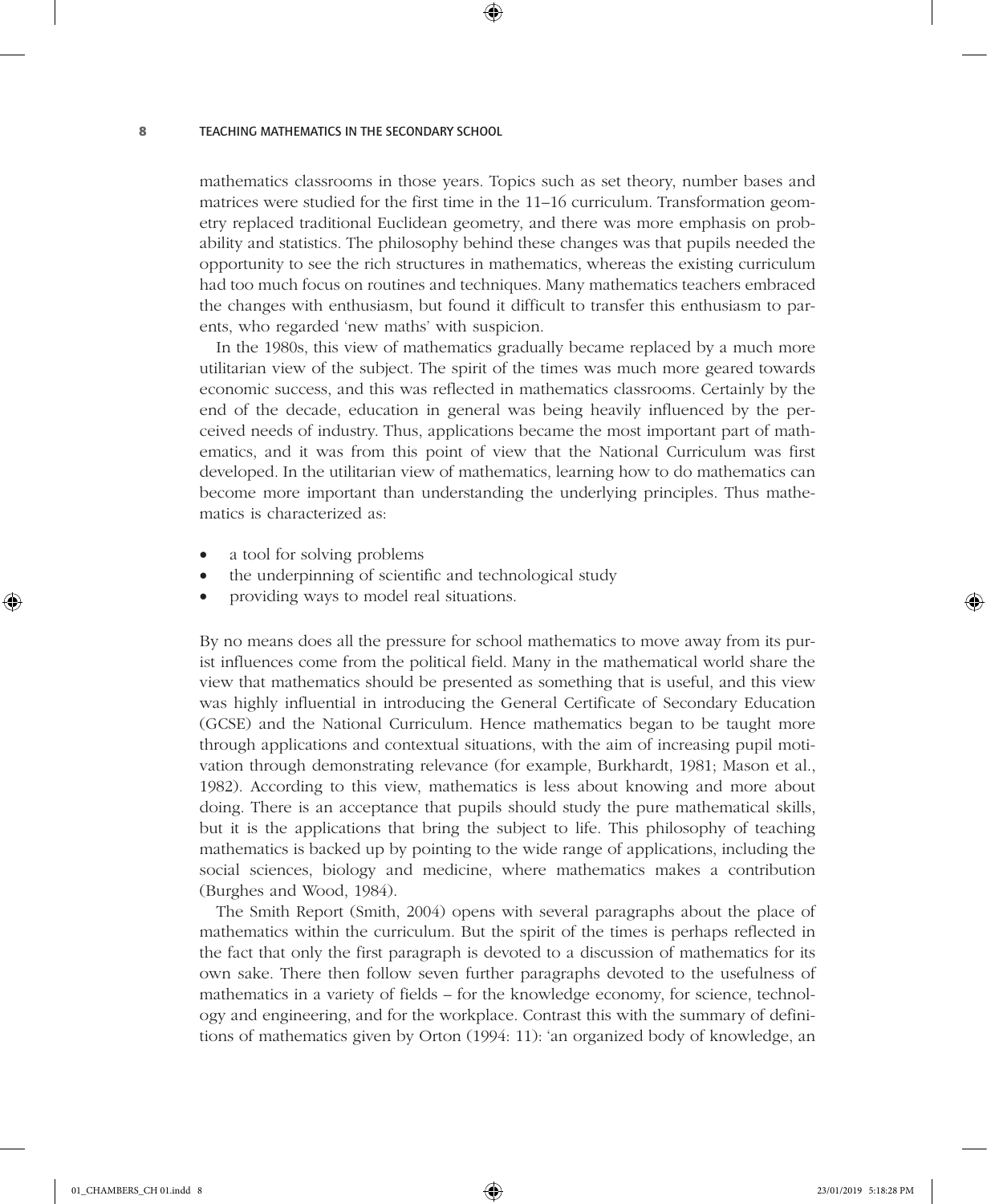mathematics classrooms in those years. Topics such as set theory, number bases and matrices were studied for the first time in the 11–16 curriculum. Transformation geometry replaced traditional Euclidean geometry, and there was more emphasis on probability and statistics. The philosophy behind these changes was that pupils needed the opportunity to see the rich structures in mathematics, whereas the existing curriculum had too much focus on routines and techniques. Many mathematics teachers embraced the changes with enthusiasm, but found it difficult to transfer this enthusiasm to parents, who regarded 'new maths' with suspicion.

In the 1980s, this view of mathematics gradually became replaced by a much more utilitarian view of the subject. The spirit of the times was much more geared towards economic success, and this was reflected in mathematics classrooms. Certainly by the end of the decade, education in general was being heavily influenced by the perceived needs of industry. Thus, applications became the most important part of mathematics, and it was from this point of view that the National Curriculum was first developed. In the utilitarian view of mathematics, learning how to do mathematics can become more important than understanding the underlying principles. Thus mathematics is characterized as:

- a tool for solving problems
- the underpinning of scientific and technological study
- providing ways to model real situations.

By no means does all the pressure for school mathematics to move away from its purist influences come from the political field. Many in the mathematical world share the view that mathematics should be presented as something that is useful, and this view was highly influential in introducing the General Certificate of Secondary Education (GCSE) and the National Curriculum. Hence mathematics began to be taught more through applications and contextual situations, with the aim of increasing pupil motivation through demonstrating relevance (for example, Burkhardt, 1981; Mason et al., 1982). According to this view, mathematics is less about knowing and more about doing. There is an acceptance that pupils should study the pure mathematical skills, but it is the applications that bring the subject to life. This philosophy of teaching mathematics is backed up by pointing to the wide range of applications, including the social sciences, biology and medicine, where mathematics makes a contribution (Burghes and Wood, 1984).

The Smith Report (Smith, 2004) opens with several paragraphs about the place of mathematics within the curriculum. But the spirit of the times is perhaps reflected in the fact that only the first paragraph is devoted to a discussion of mathematics for its own sake. There then follow seven further paragraphs devoted to the usefulness of mathematics in a variety of fields – for the knowledge economy, for science, technology and engineering, and for the workplace. Contrast this with the summary of definitions of mathematics given by Orton (1994: 11): 'an organized body of knowledge, an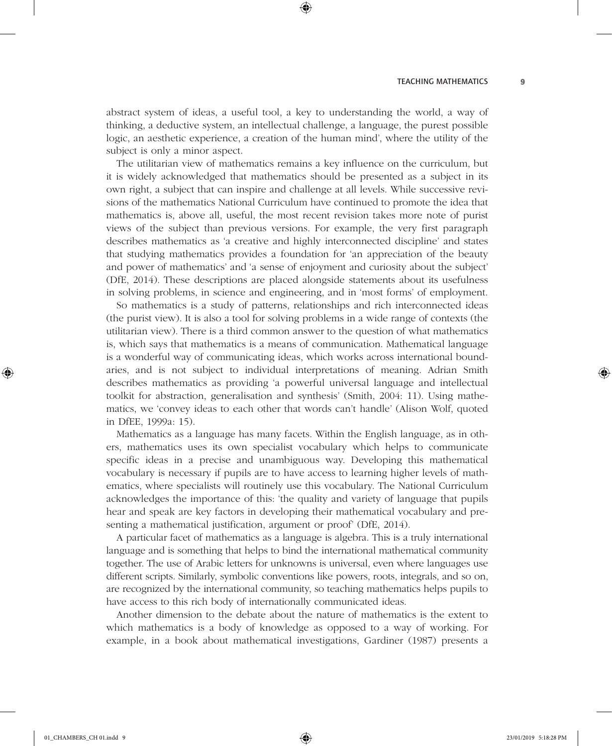abstract system of ideas, a useful tool, a key to understanding the world, a way of thinking, a deductive system, an intellectual challenge, a language, the purest possible logic, an aesthetic experience, a creation of the human mind', where the utility of the subject is only a minor aspect.

The utilitarian view of mathematics remains a key influence on the curriculum, but it is widely acknowledged that mathematics should be presented as a subject in its own right, a subject that can inspire and challenge at all levels. While successive revisions of the mathematics National Curriculum have continued to promote the idea that mathematics is, above all, useful, the most recent revision takes more note of purist views of the subject than previous versions. For example, the very first paragraph describes mathematics as 'a creative and highly interconnected discipline' and states that studying mathematics provides a foundation for 'an appreciation of the beauty and power of mathematics' and 'a sense of enjoyment and curiosity about the subject' (DfE, 2014). These descriptions are placed alongside statements about its usefulness in solving problems, in science and engineering, and in 'most forms' of employment.

So mathematics is a study of patterns, relationships and rich interconnected ideas (the purist view). It is also a tool for solving problems in a wide range of contexts (the utilitarian view). There is a third common answer to the question of what mathematics is, which says that mathematics is a means of communication. Mathematical language is a wonderful way of communicating ideas, which works across international boundaries, and is not subject to individual interpretations of meaning. Adrian Smith describes mathematics as providing 'a powerful universal language and intellectual toolkit for abstraction, generalisation and synthesis' (Smith, 2004: 11). Using mathematics, we 'convey ideas to each other that words can't handle' (Alison Wolf, quoted in DfEE, 1999a: 15).

Mathematics as a language has many facets. Within the English language, as in others, mathematics uses its own specialist vocabulary which helps to communicate specific ideas in a precise and unambiguous way. Developing this mathematical vocabulary is necessary if pupils are to have access to learning higher levels of mathematics, where specialists will routinely use this vocabulary. The National Curriculum acknowledges the importance of this: 'the quality and variety of language that pupils hear and speak are key factors in developing their mathematical vocabulary and presenting a mathematical justification, argument or proof' (DfE, 2014).

A particular facet of mathematics as a language is algebra. This is a truly international language and is something that helps to bind the international mathematical community together. The use of Arabic letters for unknowns is universal, even where languages use different scripts. Similarly, symbolic conventions like powers, roots, integrals, and so on, are recognized by the international community, so teaching mathematics helps pupils to have access to this rich body of internationally communicated ideas.

Another dimension to the debate about the nature of mathematics is the extent to which mathematics is a body of knowledge as opposed to a way of working. For example, in a book about mathematical investigations, Gardiner (1987) presents a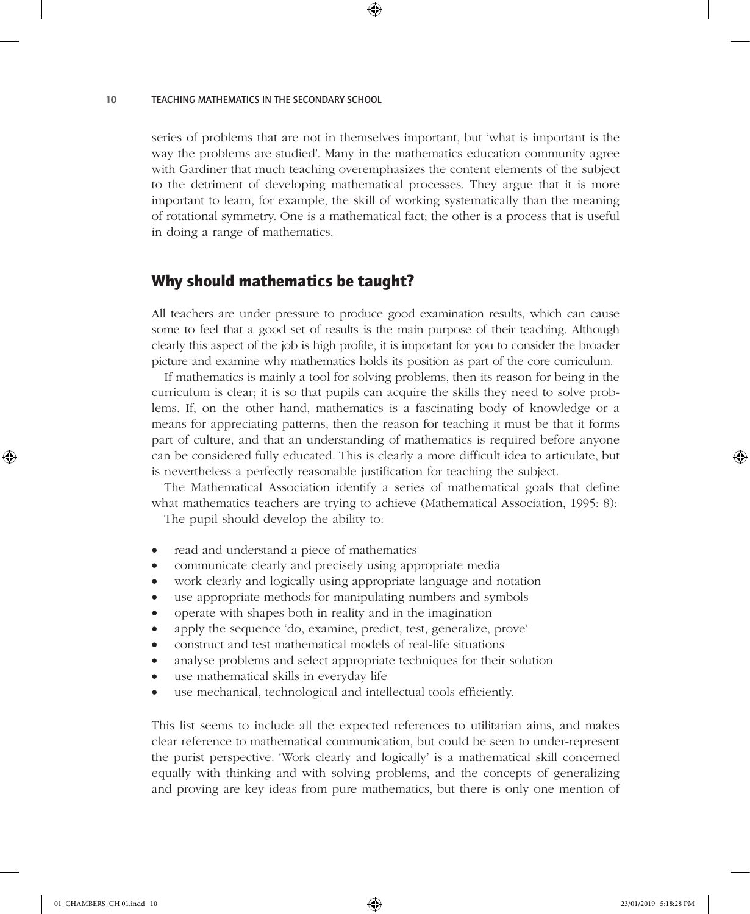series of problems that are not in themselves important, but 'what is important is the way the problems are studied'. Many in the mathematics education community agree with Gardiner that much teaching overemphasizes the content elements of the subject to the detriment of developing mathematical processes. They argue that it is more important to learn, for example, the skill of working systematically than the meaning of rotational symmetry. One is a mathematical fact; the other is a process that is useful in doing a range of mathematics.

## Why should mathematics be taught?

All teachers are under pressure to produce good examination results, which can cause some to feel that a good set of results is the main purpose of their teaching. Although clearly this aspect of the job is high profile, it is important for you to consider the broader picture and examine why mathematics holds its position as part of the core curriculum.

If mathematics is mainly a tool for solving problems, then its reason for being in the curriculum is clear; it is so that pupils can acquire the skills they need to solve problems. If, on the other hand, mathematics is a fascinating body of knowledge or a means for appreciating patterns, then the reason for teaching it must be that it forms part of culture, and that an understanding of mathematics is required before anyone can be considered fully educated. This is clearly a more difficult idea to articulate, but is nevertheless a perfectly reasonable justification for teaching the subject.

The Mathematical Association identify a series of mathematical goals that define what mathematics teachers are trying to achieve (Mathematical Association, 1995: 8):

The pupil should develop the ability to:

- read and understand a piece of mathematics
- communicate clearly and precisely using appropriate media
- work clearly and logically using appropriate language and notation
- use appropriate methods for manipulating numbers and symbols
- operate with shapes both in reality and in the imagination
- apply the sequence 'do, examine, predict, test, generalize, prove'
- construct and test mathematical models of real-life situations
- analyse problems and select appropriate techniques for their solution
- use mathematical skills in everyday life
- use mechanical, technological and intellectual tools efficiently.

This list seems to include all the expected references to utilitarian aims, and makes clear reference to mathematical communication, but could be seen to under-represent the purist perspective. 'Work clearly and logically' is a mathematical skill concerned equally with thinking and with solving problems, and the concepts of generalizing and proving are key ideas from pure mathematics, but there is only one mention of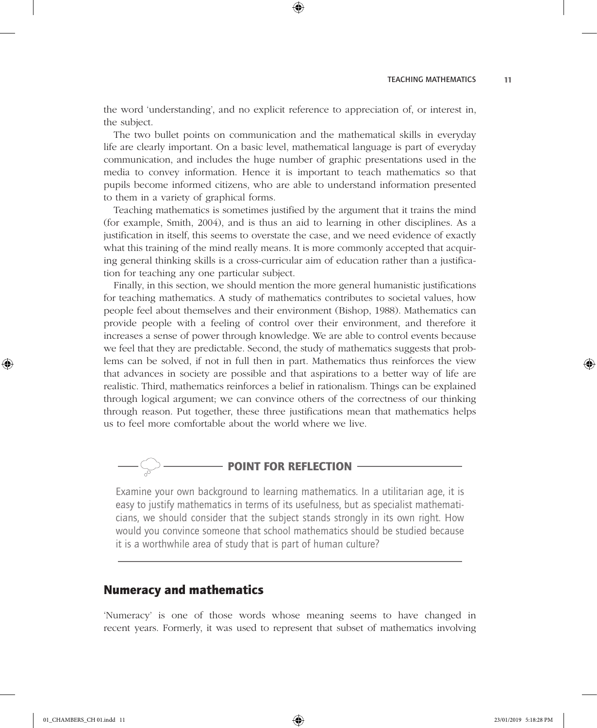the word 'understanding', and no explicit reference to appreciation of, or interest in, the subject.

The two bullet points on communication and the mathematical skills in everyday life are clearly important. On a basic level, mathematical language is part of everyday communication, and includes the huge number of graphic presentations used in the media to convey information. Hence it is important to teach mathematics so that pupils become informed citizens, who are able to understand information presented to them in a variety of graphical forms.

Teaching mathematics is sometimes justified by the argument that it trains the mind (for example, Smith, 2004), and is thus an aid to learning in other disciplines. As a justification in itself, this seems to overstate the case, and we need evidence of exactly what this training of the mind really means. It is more commonly accepted that acquiring general thinking skills is a cross-curricular aim of education rather than a justification for teaching any one particular subject.

Finally, in this section, we should mention the more general humanistic justifications for teaching mathematics. A study of mathematics contributes to societal values, how people feel about themselves and their environment (Bishop, 1988). Mathematics can provide people with a feeling of control over their environment, and therefore it increases a sense of power through knowledge. We are able to control events because we feel that they are predictable. Second, the study of mathematics suggests that problems can be solved, if not in full then in part. Mathematics thus reinforces the view that advances in society are possible and that aspirations to a better way of life are realistic. Third, mathematics reinforces a belief in rationalism. Things can be explained through logical argument; we can convince others of the correctness of our thinking through reason. Put together, these three justifications mean that mathematics helps us to feel more comfortable about the world where we live.

### POINT FOR REFLECTION

Examine your own background to learning mathematics. In a utilitarian age, it is easy to justify mathematics in terms of its usefulness, but as specialist mathematicians, we should consider that the subject stands strongly in its own right. How would you convince someone that school mathematics should be studied because it is a worthwhile area of study that is part of human culture?

## Numeracy and mathematics

'Numeracy' is one of those words whose meaning seems to have changed in recent years. Formerly, it was used to represent that subset of mathematics involving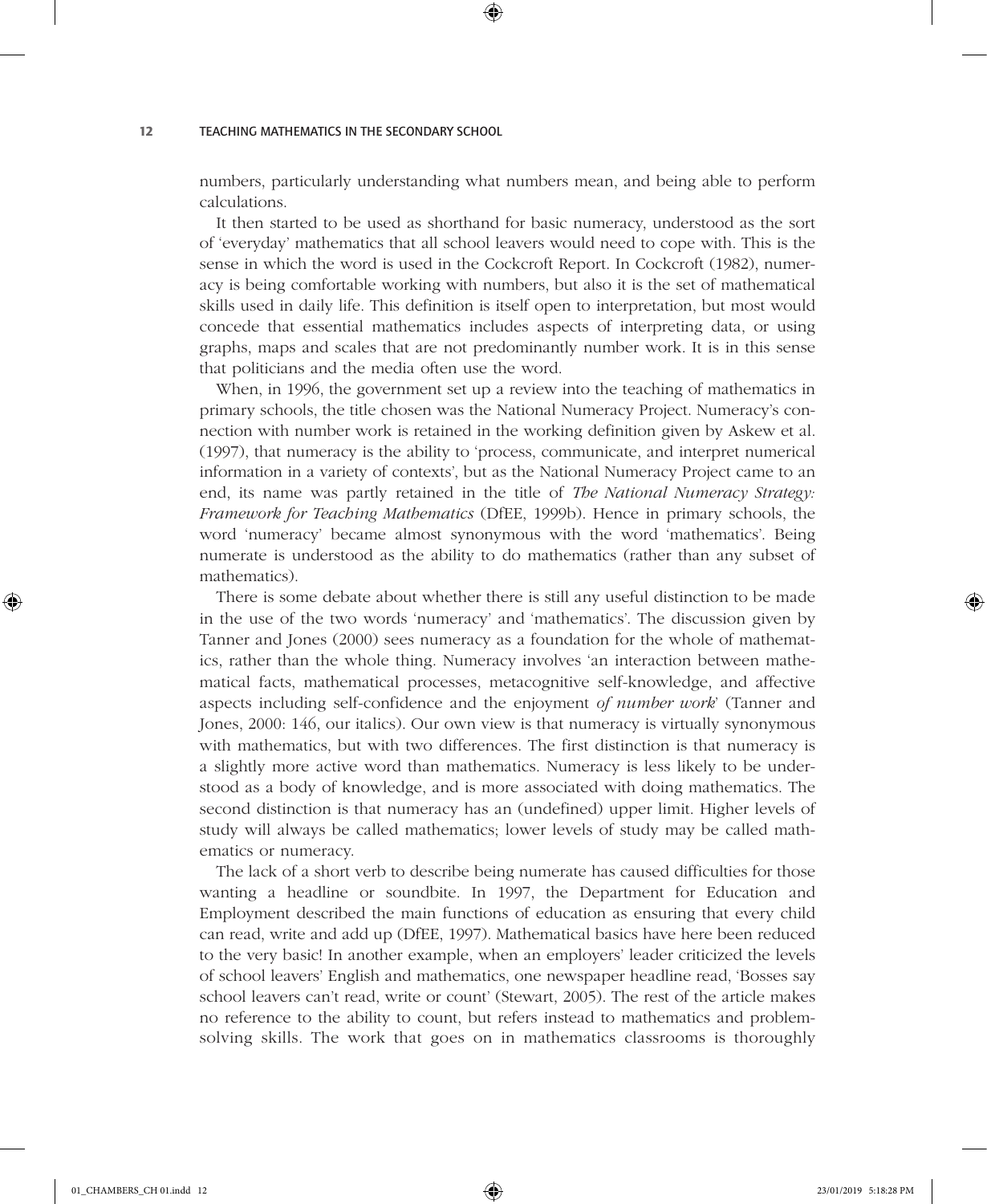numbers, particularly understanding what numbers mean, and being able to perform calculations.

It then started to be used as shorthand for basic numeracy, understood as the sort of 'everyday' mathematics that all school leavers would need to cope with. This is the sense in which the word is used in the Cockcroft Report. In Cockcroft (1982), numeracy is being comfortable working with numbers, but also it is the set of mathematical skills used in daily life. This definition is itself open to interpretation, but most would concede that essential mathematics includes aspects of interpreting data, or using graphs, maps and scales that are not predominantly number work. It is in this sense that politicians and the media often use the word.

When, in 1996, the government set up a review into the teaching of mathematics in primary schools, the title chosen was the National Numeracy Project. Numeracy's connection with number work is retained in the working definition given by Askew et al. (1997), that numeracy is the ability to 'process, communicate, and interpret numerical information in a variety of contexts', but as the National Numeracy Project came to an end, its name was partly retained in the title of *The National Numeracy Strategy: Framework for Teaching Mathematics* (DfEE, 1999b). Hence in primary schools, the word 'numeracy' became almost synonymous with the word 'mathematics'. Being numerate is understood as the ability to do mathematics (rather than any subset of mathematics).

There is some debate about whether there is still any useful distinction to be made in the use of the two words 'numeracy' and 'mathematics'. The discussion given by Tanner and Jones (2000) sees numeracy as a foundation for the whole of mathematics, rather than the whole thing. Numeracy involves 'an interaction between mathematical facts, mathematical processes, metacognitive self-knowledge, and affective aspects including self-confidence and the enjoyment *of number work*' (Tanner and Jones, 2000: 146, our italics). Our own view is that numeracy is virtually synonymous with mathematics, but with two differences. The first distinction is that numeracy is a slightly more active word than mathematics. Numeracy is less likely to be understood as a body of knowledge, and is more associated with doing mathematics. The second distinction is that numeracy has an (undefined) upper limit. Higher levels of study will always be called mathematics; lower levels of study may be called mathematics or numeracy.

The lack of a short verb to describe being numerate has caused difficulties for those wanting a headline or soundbite. In 1997, the Department for Education and Employment described the main functions of education as ensuring that every child can read, write and add up (DfEE, 1997). Mathematical basics have here been reduced to the very basic! In another example, when an employers' leader criticized the levels of school leavers' English and mathematics, one newspaper headline read, 'Bosses say school leavers can't read, write or count' (Stewart, 2005). The rest of the article makes no reference to the ability to count, but refers instead to mathematics and problem-solving skills. The work that goes on in mathematics classrooms is thoroughly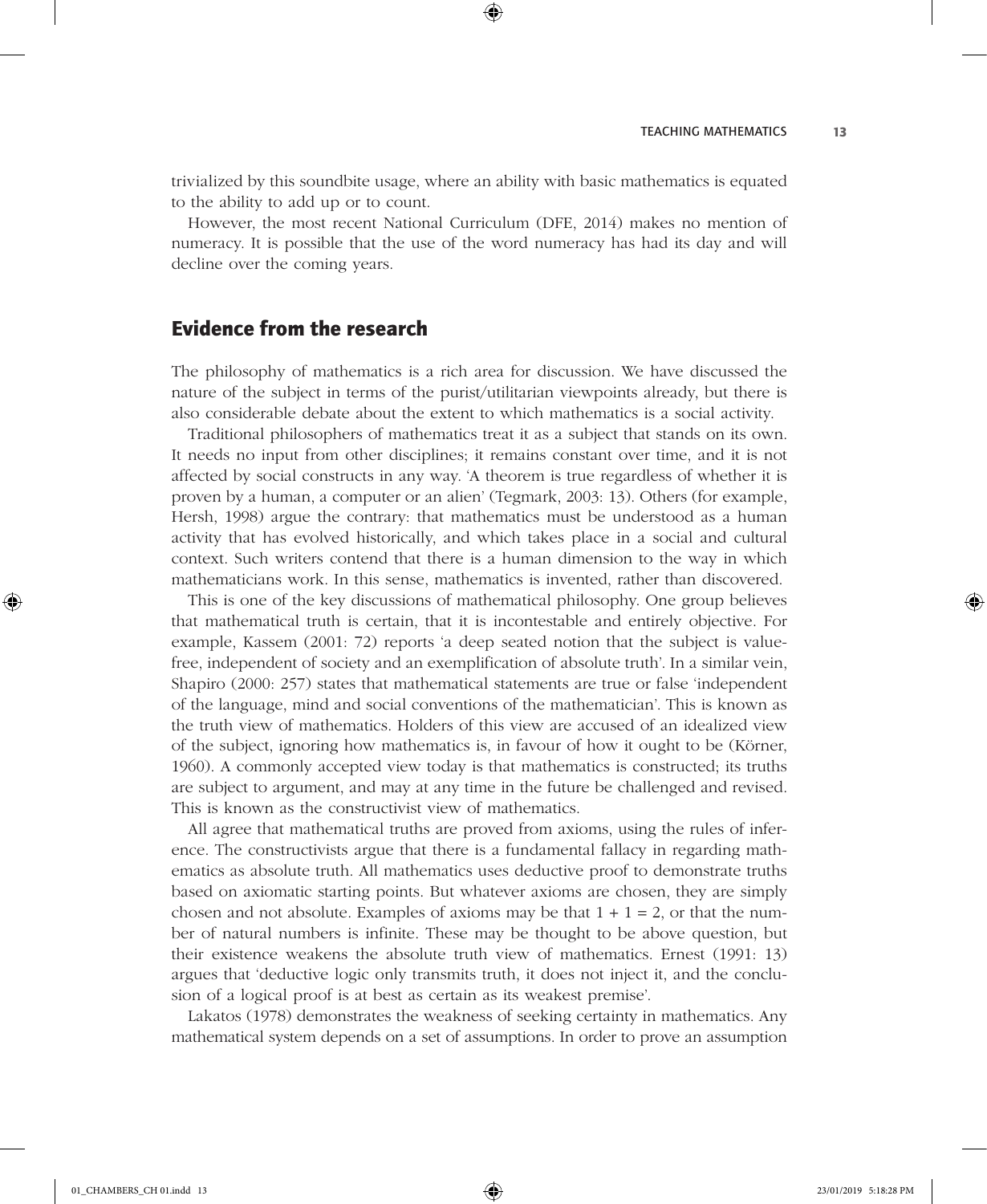trivialized by this soundbite usage, where an ability with basic mathematics is equated to the ability to add up or to count.

However, the most recent National Curriculum (DFE, 2014) makes no mention of numeracy. It is possible that the use of the word numeracy has had its day and will decline over the coming years.

## Evidence from the research

The philosophy of mathematics is a rich area for discussion. We have discussed the nature of the subject in terms of the purist/utilitarian viewpoints already, but there is also considerable debate about the extent to which mathematics is a social activity.

Traditional philosophers of mathematics treat it as a subject that stands on its own. It needs no input from other disciplines; it remains constant over time, and it is not affected by social constructs in any way. 'A theorem is true regardless of whether it is proven by a human, a computer or an alien' (Tegmark, 2003: 13). Others (for example, Hersh, 1998) argue the contrary: that mathematics must be understood as a human activity that has evolved historically, and which takes place in a social and cultural context. Such writers contend that there is a human dimension to the way in which mathematicians work. In this sense, mathematics is invented, rather than discovered.

This is one of the key discussions of mathematical philosophy. One group believes that mathematical truth is certain, that it is incontestable and entirely objective. For example, Kassem (2001: 72) reports 'a deep seated notion that the subject is value-free, independent of society and an exemplification of absolute truth'. In a similar vein, Shapiro (2000: 257) states that mathematical statements are true or false 'independent of the language, mind and social conventions of the mathematician'. This is known as the truth view of mathematics. Holders of this view are accused of an idealized view of the subject, ignoring how mathematics is, in favour of how it ought to be (Körner, 1960). A commonly accepted view today is that mathematics is constructed; its truths are subject to argument, and may at any time in the future be challenged and revised. This is known as the constructivist view of mathematics.

All agree that mathematical truths are proved from axioms, using the rules of inference. The constructivists argue that there is a fundamental fallacy in regarding mathematics as absolute truth. All mathematics uses deductive proof to demonstrate truths based on axiomatic starting points. But whatever axioms are chosen, they are simply chosen and not absolute. Examples of axioms may be that $1 + 1 = 2$, or that the number of natural numbers is infinite. These may be thought to be above question, but their existence weakens the absolute truth view of mathematics. Ernest (1991: 13) argues that 'deductive logic only transmits truth, it does not inject it, and the conclusion of a logical proof is at best as certain as its weakest premise'.

Lakatos (1978) demonstrates the weakness of seeking certainty in mathematics. Any mathematical system depends on a set of assumptions. In order to prove an assumption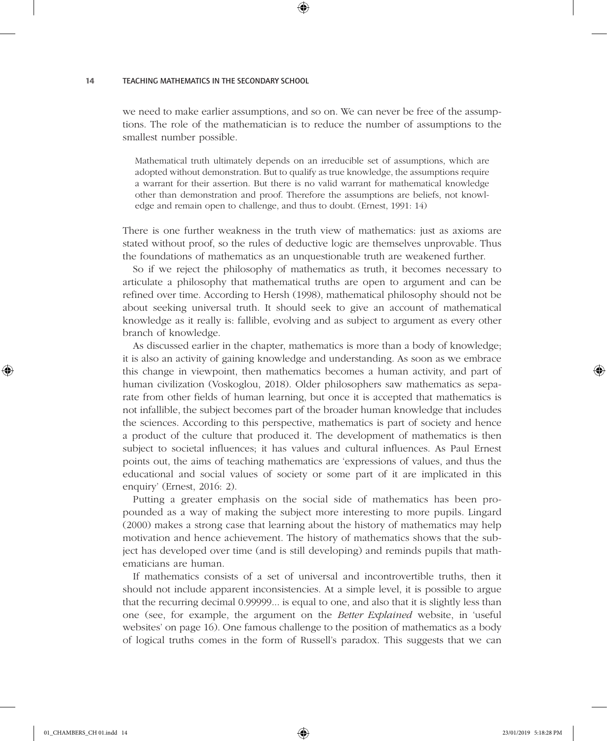we need to make earlier assumptions, and so on. We can never be free of the assumptions. The role of the mathematician is to reduce the number of assumptions to the smallest number possible.

> Mathematical truth ultimately depends on an irreducible set of assumptions, which are adopted without demonstration. But to qualify as true knowledge, the assumptions require a warrant for their assertion. But there is no valid warrant for mathematical knowledge other than demonstration and proof. Therefore the assumptions are beliefs, not knowledge and remain open to challenge, and thus to doubt. (Ernest, 1991: 14)

There is one further weakness in the truth view of mathematics: just as axioms are stated without proof, so the rules of deductive logic are themselves unprovable. Thus the foundations of mathematics as an unquestionable truth are weakened further.

So if we reject the philosophy of mathematics as truth, it becomes necessary to articulate a philosophy that mathematical truths are open to argument and can be refined over time. According to Hersh (1998), mathematical philosophy should not be about seeking universal truth. It should seek to give an account of mathematical knowledge as it really is: fallible, evolving and as subject to argument as every other branch of knowledge.

As discussed earlier in the chapter, mathematics is more than a body of knowledge; it is also an activity of gaining knowledge and understanding. As soon as we embrace this change in viewpoint, then mathematics becomes a human activity, and part of human civilization (Voskoglou, 2018). Older philosophers saw mathematics as separate from other fields of human learning, but once it is accepted that mathematics is not infallible, the subject becomes part of the broader human knowledge that includes the sciences. According to this perspective, mathematics is part of society and hence a product of the culture that produced it. The development of mathematics is then subject to societal influences; it has values and cultural influences. As Paul Ernest points out, the aims of teaching mathematics are 'expressions of values, and thus the educational and social values of society or some part of it are implicated in this enquiry' (Ernest, 2016: 2).

Putting a greater emphasis on the social side of mathematics has been propounded as a way of making the subject more interesting to more pupils. Lingard (2000) makes a strong case that learning about the history of mathematics may help motivation and hence achievement. The history of mathematics shows that the subject has developed over time (and is still developing) and reminds pupils that mathematicians are human.

If mathematics consists of a set of universal and incontrovertible truths, then it should not include apparent inconsistencies. At a simple level, it is possible to argue that the recurring decimal 0.99999... is equal to one, and also that it is slightly less than one (see, for example, the argument on the *Better Explained* website, in 'useful websites' on page 16). One famous challenge to the position of mathematics as a body of logical truths comes in the form of Russell's paradox. This suggests that we can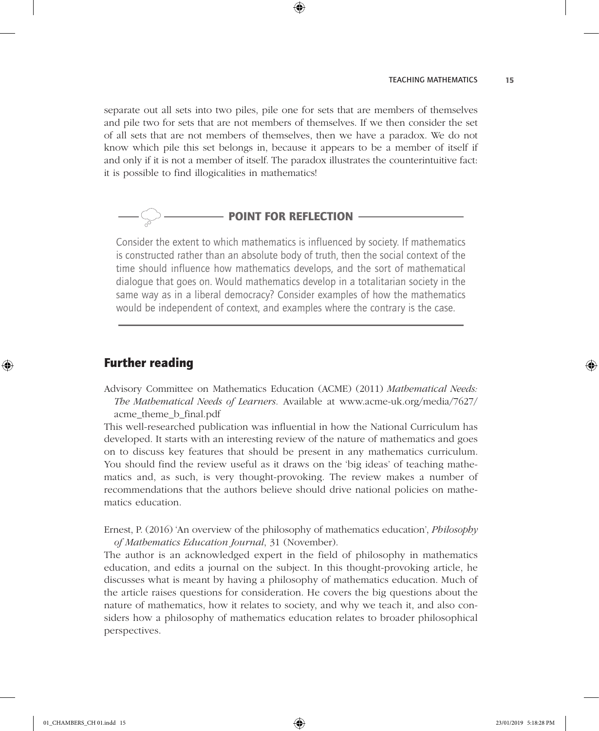separate out all sets into two piles, pile one for sets that are members of themselves and pile two for sets that are not members of themselves. If we then consider the set of all sets that are not members of themselves, then we have a paradox. We do not know which pile this set belongs in, because it appears to be a member of itself if and only if it is not a member of itself. The paradox illustrates the counterintuitive fact: it is possible to find illogicalities in mathematics!

### POINT FOR REFLECTION

Consider the extent to which mathematics is influenced by society. If mathematics is constructed rather than an absolute body of truth, then the social context of the time should influence how mathematics develops, and the sort of mathematical dialogue that goes on. Would mathematics develop in a totalitarian society in the same way as in a liberal democracy? Consider examples of how the mathematics would be independent of context, and examples where the contrary is the case.

## Further reading

Advisory Committee on Mathematics Education (ACME) (2011) *Mathematical Needs: The Mathematical Needs of Learners.* Available at www.acme-uk.org/media/7627/acme_theme_b_final.pdf

This well-researched publication was influential in how the National Curriculum has developed. It starts with an interesting review of the nature of mathematics and goes on to discuss key features that should be present in any mathematics curriculum. You should find the review useful as it draws on the 'big ideas' of teaching mathematics and, as such, is very thought-provoking. The review makes a number of recommendations that the authors believe should drive national policies on mathematics education.

Ernest, P. (2016) 'An overview of the philosophy of mathematics education', *Philosophy of Mathematics Education Journal*, 31 (November).

The author is an acknowledged expert in the field of philosophy in mathematics education, and edits a journal on the subject. In this thought-provoking article, he discusses what is meant by having a philosophy of mathematics education. Much of the article raises questions for consideration. He covers the big questions about the nature of mathematics, how it relates to society, and why we teach it, and also considers how a philosophy of mathematics education relates to broader philosophical perspectives.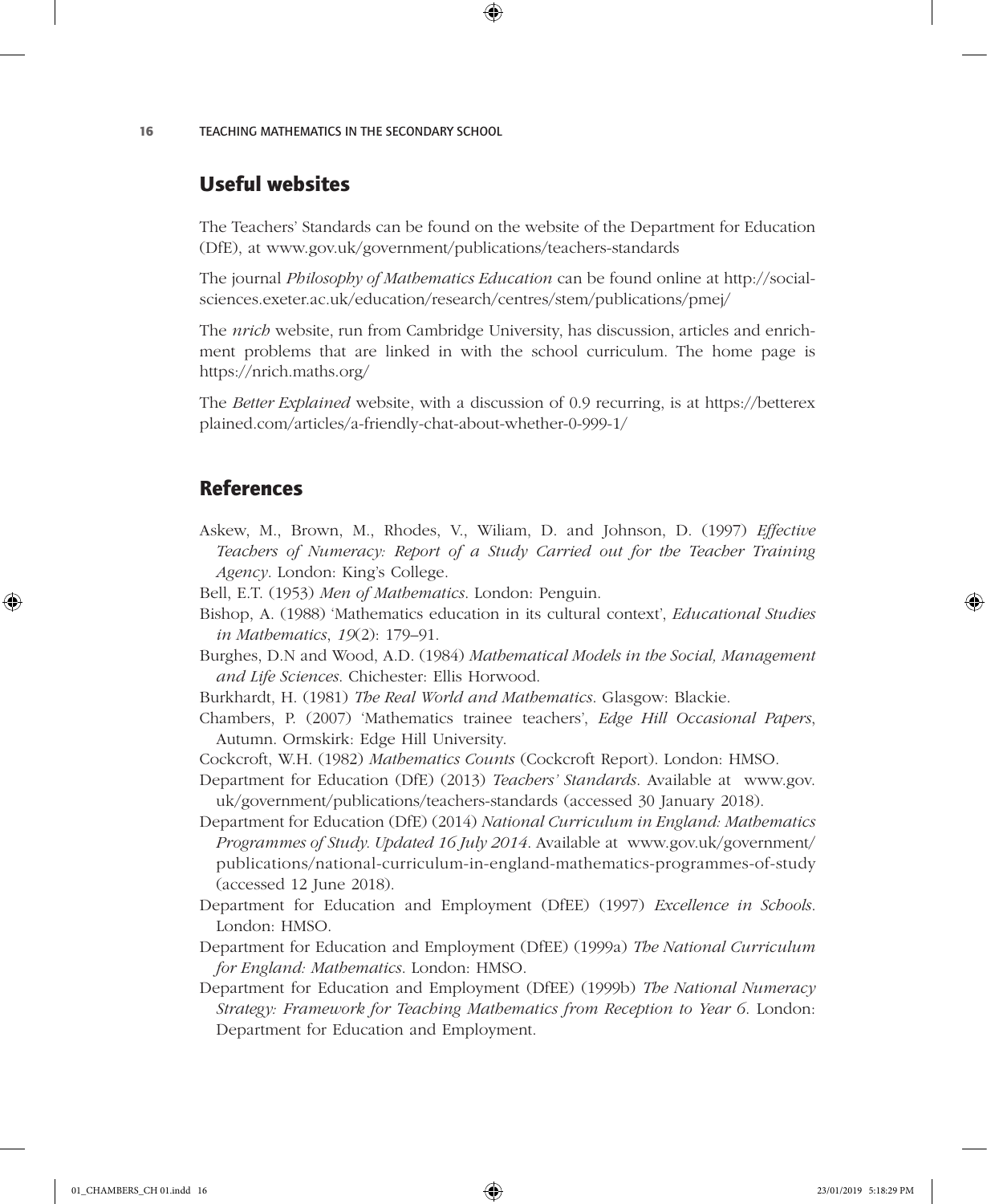## Useful websites

The Teachers' Standards can be found on the website of the Department for Education (DfE), at www.gov.uk/government/publications/teachers-standards

The journal *Philosophy of Mathematics Education* can be found online at http://socialsciences.exeter.ac.uk/education/research/centres/stem/publications/pmej/

The *nrich* website, run from Cambridge University, has discussion, articles and enrichment problems that are linked in with the school curriculum. The home page is https://nrich.maths.org/

The *Better Explained* website, with a discussion of 0.9 recurring, is at https://betterexplained.com/articles/a-friendly-chat-about-whether-0-999-1/

## References

Askew, M., Brown, M., Rhodes, V., Wiliam, D. and Johnson, D. (1997) *Effective Teachers of Numeracy: Report of a Study Carried out for the Teacher Training Agency*. London: King's College.

Bell, E.T. (1953) *Men of Mathematics*. London: Penguin.

Bishop, A. (1988) 'Mathematics education in its cultural context', *Educational Studies in Mathematics*, *19*(2): 179–91.

Burghes, D.N and Wood, A.D. (1984) *Mathematical Models in the Social, Management and Life Sciences*. Chichester: Ellis Horwood.

Burkhardt, H. (1981) *The Real World and Mathematics*. Glasgow: Blackie.

Chambers, P. (2007) 'Mathematics trainee teachers', *Edge Hill Occasional Papers*, Autumn. Ormskirk: Edge Hill University.

Cockcroft, W.H. (1982) *Mathematics Counts* (Cockcroft Report). London: HMSO.

Department for Education (DfE) (2013) *Teachers' Standards*. Available at www.gov.uk/government/publications/teachers-standards (accessed 30 January 2018).

Department for Education (DfE) (2014) *National Curriculum in England: Mathematics Programmes of Study. Updated 16 July 2014*. Available at www.gov.uk/government/publications/national-curriculum-in-england-mathematics-programmes-of-study (accessed 12 June 2018).

Department for Education and Employment (DfEE) (1997) *Excellence in Schools*. London: HMSO.

Department for Education and Employment (DfEE) (1999a) *The National Curriculum for England: Mathematics*. London: HMSO.

Department for Education and Employment (DfEE) (1999b) *The National Numeracy Strategy: Framework for Teaching Mathematics from Reception to Year 6*. London: Department for Education and Employment.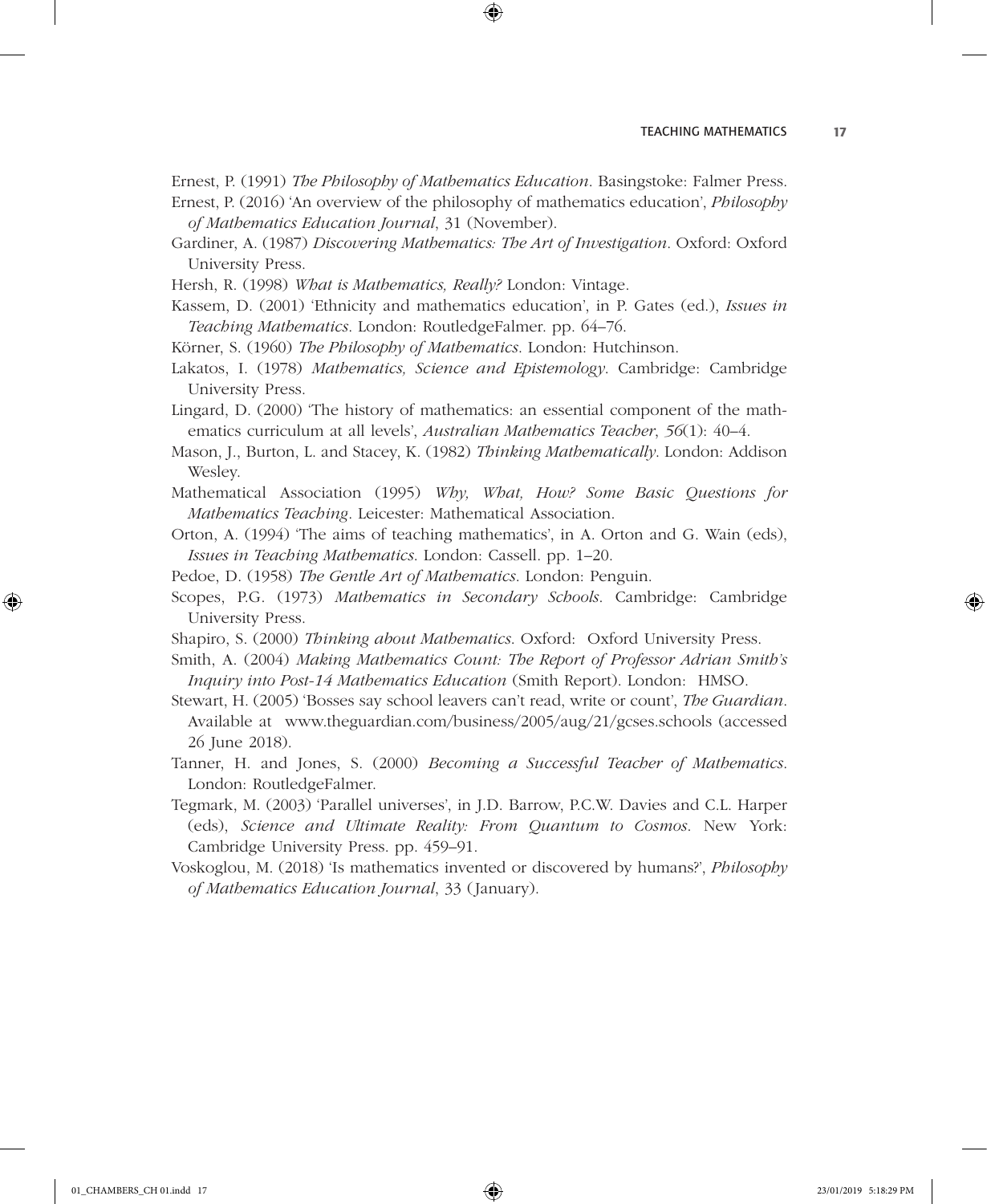Ernest, P. (1991) *The Philosophy of Mathematics Education*. Basingstoke: Falmer Press.

Ernest, P. (2016) 'An overview of the philosophy of mathematics education', *Philosophy of Mathematics Education Journal*, 31 (November).

Gardiner, A. (1987) *Discovering Mathematics: The Art of Investigation*. Oxford: Oxford University Press.

Hersh, R. (1998) *What is Mathematics, Really?* London: Vintage.

Kassem, D. (2001) 'Ethnicity and mathematics education', in P. Gates (ed.), *Issues in Teaching Mathematics*. London: RoutledgeFalmer. pp. 64–76.

Körner, S. (1960) *The Philosophy of Mathematics*. London: Hutchinson.

Lakatos, I. (1978) *Mathematics, Science and Epistemology*. Cambridge: Cambridge University Press.

Lingard, D. (2000) 'The history of mathematics: an essential component of the mathematics curriculum at all levels', *Australian Mathematics Teacher*, *56*(1): 40–4.

Mason, J., Burton, L. and Stacey, K. (1982) *Thinking Mathematically*. London: Addison Wesley.

Mathematical Association (1995) *Why, What, How? Some Basic Questions for Mathematics Teaching*. Leicester: Mathematical Association.

Orton, A. (1994) 'The aims of teaching mathematics', in A. Orton and G. Wain (eds), *Issues in Teaching Mathematics*. London: Cassell. pp. 1–20.

Pedoe, D. (1958) *The Gentle Art of Mathematics*. London: Penguin.

Scopes, P.G. (1973) *Mathematics in Secondary Schools*. Cambridge: Cambridge University Press.

Shapiro, S. (2000) *Thinking about Mathematics*. Oxford: Oxford University Press.

Smith, A. (2004) *Making Mathematics Count: The Report of Professor Adrian Smith's Inquiry into Post-14 Mathematics Education* (Smith Report). London: HMSO.

Stewart, H. (2005) 'Bosses say school leavers can't read, write or count', *The Guardian*. Available at www.theguardian.com/business/2005/aug/21/gcses.schools (accessed 26 June 2018).

Tanner, H. and Jones, S. (2000) *Becoming a Successful Teacher of Mathematics*. London: RoutledgeFalmer.

Tegmark, M. (2003) 'Parallel universes', in J.D. Barrow, P.C.W. Davies and C.L. Harper (eds), *Science and Ultimate Reality: From Quantum to Cosmos*. New York: Cambridge University Press. pp. 459–91.

Voskoglou, M. (2018) 'Is mathematics invented or discovered by humans?', *Philosophy of Mathematics Education Journal*, 33 (January).